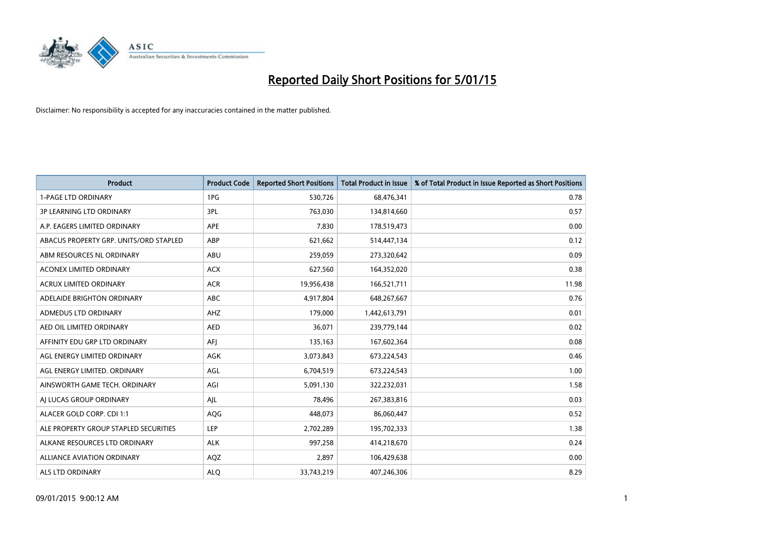# Reported Daily Short Positions for 5/01/15

Disclaimer: No responsibility is accepted for any inaccuracies contained in the matter published.

| Product | Product Code | Reported Short Positions | Total Product in Issue | % of Total Product in Issue Reported as Short Positions |
|---|---|---|---|---|
| 1-PAGE LTD ORDINARY | 1PG | 530,726 | 68,476,341 | 0.78 |
| 3P LEARNING LTD ORDINARY | 3PL | 763,030 | 134,814,660 | 0.57 |
| A.P. EAGERS LIMITED ORDINARY | APE | 7,830 | 178,519,473 | 0.00 |
| ABACUS PROPERTY GRP. UNITS/ORD STAPLED | ABP | 621,662 | 514,447,134 | 0.12 |
| ABM RESOURCES NL ORDINARY | ABU | 259,059 | 273,320,642 | 0.09 |
| ACONEX LIMITED ORDINARY | ACX | 627,560 | 164,352,020 | 0.38 |
| ACRUX LIMITED ORDINARY | ACR | 19,956,438 | 166,521,711 | 11.98 |
| ADELAIDE BRIGHTON ORDINARY | ABC | 4,917,804 | 648,267,667 | 0.76 |
| ADMEDUS LTD ORDINARY | AHZ | 179,000 | 1,442,613,791 | 0.01 |
| AED OIL LIMITED ORDINARY | AED | 36,071 | 239,779,144 | 0.02 |
| AFFINITY EDU GRP LTD ORDINARY | AFJ | 135,163 | 167,602,364 | 0.08 |
| AGL ENERGY LIMITED ORDINARY | AGK | 3,073,843 | 673,224,543 | 0.46 |
| AGL ENERGY LIMITED. ORDINARY | AGL | 6,704,519 | 673,224,543 | 1.00 |
| AINSWORTH GAME TECH. ORDINARY | AGI | 5,091,130 | 322,232,031 | 1.58 |
| AJ LUCAS GROUP ORDINARY | AJL | 78,496 | 267,383,816 | 0.03 |
| ALACER GOLD CORP. CDI 1:1 | AQG | 448,073 | 86,060,447 | 0.52 |
| ALE PROPERTY GROUP STAPLED SECURITIES | LEP | 2,702,289 | 195,702,333 | 1.38 |
| ALKANE RESOURCES LTD ORDINARY | ALK | 997,258 | 414,218,670 | 0.24 |
| ALLIANCE AVIATION ORDINARY | AQZ | 2,897 | 106,429,638 | 0.00 |
| ALS LTD ORDINARY | ALQ | 33,743,219 | 407,246,306 | 8.29 |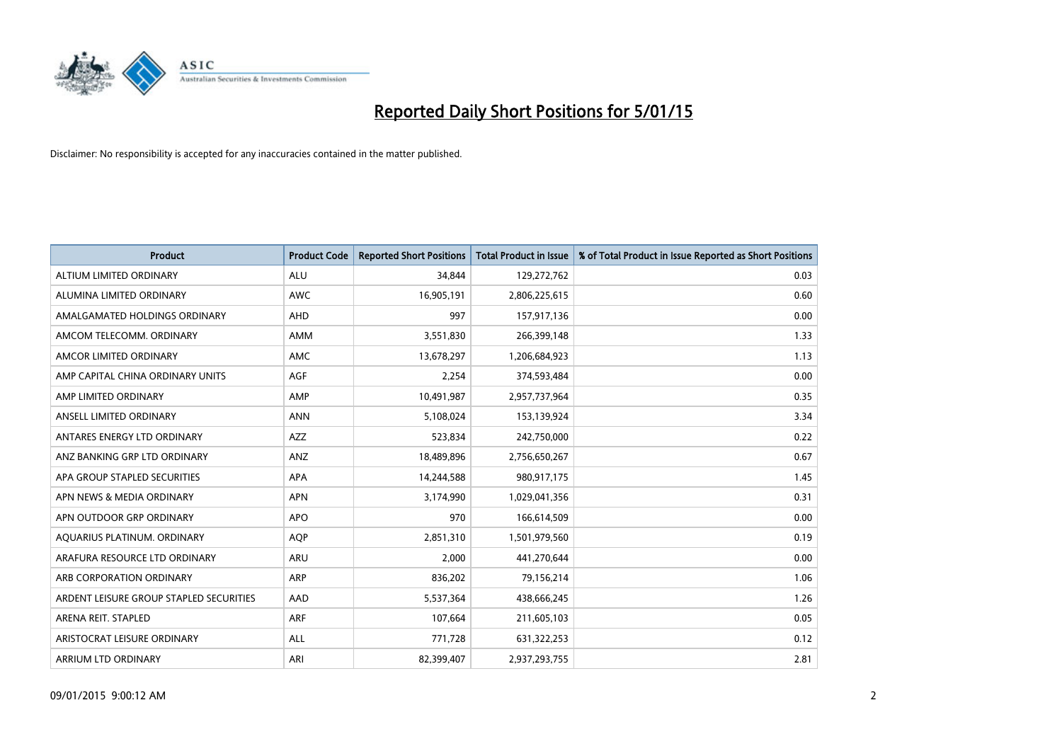# Reported Daily Short Positions for 5/01/15

Disclaimer: No responsibility is accepted for any inaccuracies contained in the matter published.

| Product | Product Code | Reported Short Positions | Total Product in Issue | % of Total Product in Issue Reported as Short Positions |
|---|---|---|---|---|
| ALTIUM LIMITED ORDINARY | ALU | 34,844 | 129,272,762 | 0.03 |
| ALUMINA LIMITED ORDINARY | AWC | 16,905,191 | 2,806,225,615 | 0.60 |
| AMALGAMATED HOLDINGS ORDINARY | AHD | 997 | 157,917,136 | 0.00 |
| AMCOM TELECOMM. ORDINARY | AMM | 3,551,830 | 266,399,148 | 1.33 |
| AMCOR LIMITED ORDINARY | AMC | 13,678,297 | 1,206,684,923 | 1.13 |
| AMP CAPITAL CHINA ORDINARY UNITS | AGF | 2,254 | 374,593,484 | 0.00 |
| AMP LIMITED ORDINARY | AMP | 10,491,987 | 2,957,737,964 | 0.35 |
| ANSELL LIMITED ORDINARY | ANN | 5,108,024 | 153,139,924 | 3.34 |
| ANTARES ENERGY LTD ORDINARY | AZZ | 523,834 | 242,750,000 | 0.22 |
| ANZ BANKING GRP LTD ORDINARY | ANZ | 18,489,896 | 2,756,650,267 | 0.67 |
| APA GROUP STAPLED SECURITIES | APA | 14,244,588 | 980,917,175 | 1.45 |
| APN NEWS & MEDIA ORDINARY | APN | 3,174,990 | 1,029,041,356 | 0.31 |
| APN OUTDOOR GRP ORDINARY | APO | 970 | 166,614,509 | 0.00 |
| AQUARIUS PLATINUM. ORDINARY | AQP | 2,851,310 | 1,501,979,560 | 0.19 |
| ARAFURA RESOURCE LTD ORDINARY | ARU | 2,000 | 441,270,644 | 0.00 |
| ARB CORPORATION ORDINARY | ARP | 836,202 | 79,156,214 | 1.06 |
| ARDENT LEISURE GROUP STAPLED SECURITIES | AAD | 5,537,364 | 438,666,245 | 1.26 |
| ARENA REIT. STAPLED | ARF | 107,664 | 211,605,103 | 0.05 |
| ARISTOCRAT LEISURE ORDINARY | ALL | 771,728 | 631,322,253 | 0.12 |
| ARRIUM LTD ORDINARY | ARI | 82,399,407 | 2,937,293,755 | 2.81 |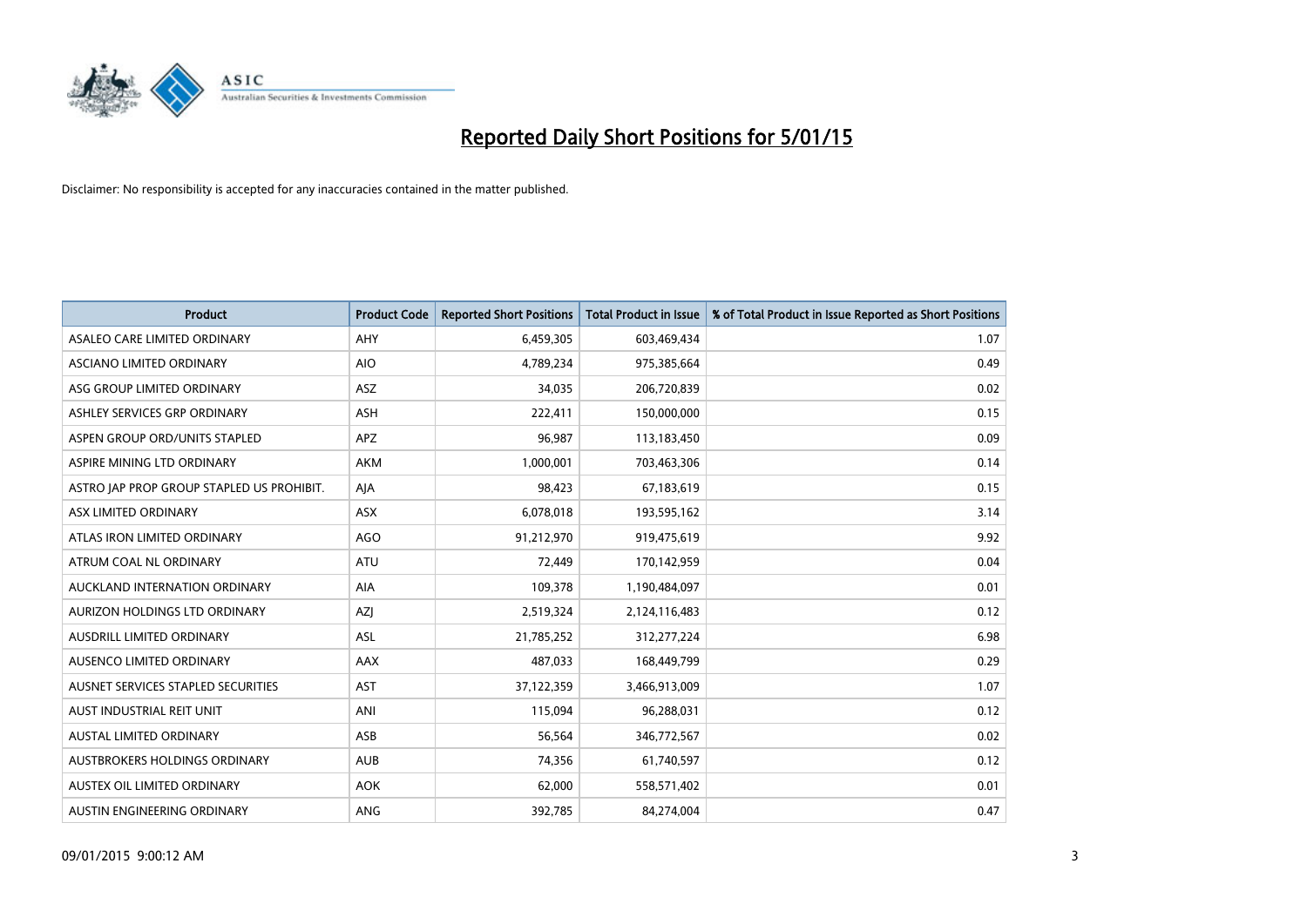# Reported Daily Short Positions for 5/01/15

Disclaimer: No responsibility is accepted for any inaccuracies contained in the matter published.

| Product | Product Code | Reported Short Positions | Total Product in Issue | % of Total Product in Issue Reported as Short Positions |
|---|---|---|---|---|
| ASALEO CARE LIMITED ORDINARY | AHY | 6,459,305 | 603,469,434 | 1.07 |
| ASCIANO LIMITED ORDINARY | AIO | 4,789,234 | 975,385,664 | 0.49 |
| ASG GROUP LIMITED ORDINARY | ASZ | 34,035 | 206,720,839 | 0.02 |
| ASHLEY SERVICES GRP ORDINARY | ASH | 222,411 | 150,000,000 | 0.15 |
| ASPEN GROUP ORD/UNITS STAPLED | APZ | 96,987 | 113,183,450 | 0.09 |
| ASPIRE MINING LTD ORDINARY | AKM | 1,000,001 | 703,463,306 | 0.14 |
| ASTRO JAP PROP GROUP STAPLED US PROHIBIT. | AJA | 98,423 | 67,183,619 | 0.15 |
| ASX LIMITED ORDINARY | ASX | 6,078,018 | 193,595,162 | 3.14 |
| ATLAS IRON LIMITED ORDINARY | AGO | 91,212,970 | 919,475,619 | 9.92 |
| ATRUM COAL NL ORDINARY | ATU | 72,449 | 170,142,959 | 0.04 |
| AUCKLAND INTERNATION ORDINARY | AIA | 109,378 | 1,190,484,097 | 0.01 |
| AURIZON HOLDINGS LTD ORDINARY | AZJ | 2,519,324 | 2,124,116,483 | 0.12 |
| AUSDRILL LIMITED ORDINARY | ASL | 21,785,252 | 312,277,224 | 6.98 |
| AUSENCO LIMITED ORDINARY | AAX | 487,033 | 168,449,799 | 0.29 |
| AUSNET SERVICES STAPLED SECURITIES | AST | 37,122,359 | 3,466,913,009 | 1.07 |
| AUST INDUSTRIAL REIT UNIT | ANI | 115,094 | 96,288,031 | 0.12 |
| AUSTAL LIMITED ORDINARY | ASB | 56,564 | 346,772,567 | 0.02 |
| AUSTBROKERS HOLDINGS ORDINARY | AUB | 74,356 | 61,740,597 | 0.12 |
| AUSTEX OIL LIMITED ORDINARY | AOK | 62,000 | 558,571,402 | 0.01 |
| AUSTIN ENGINEERING ORDINARY | ANG | 392,785 | 84,274,004 | 0.47 |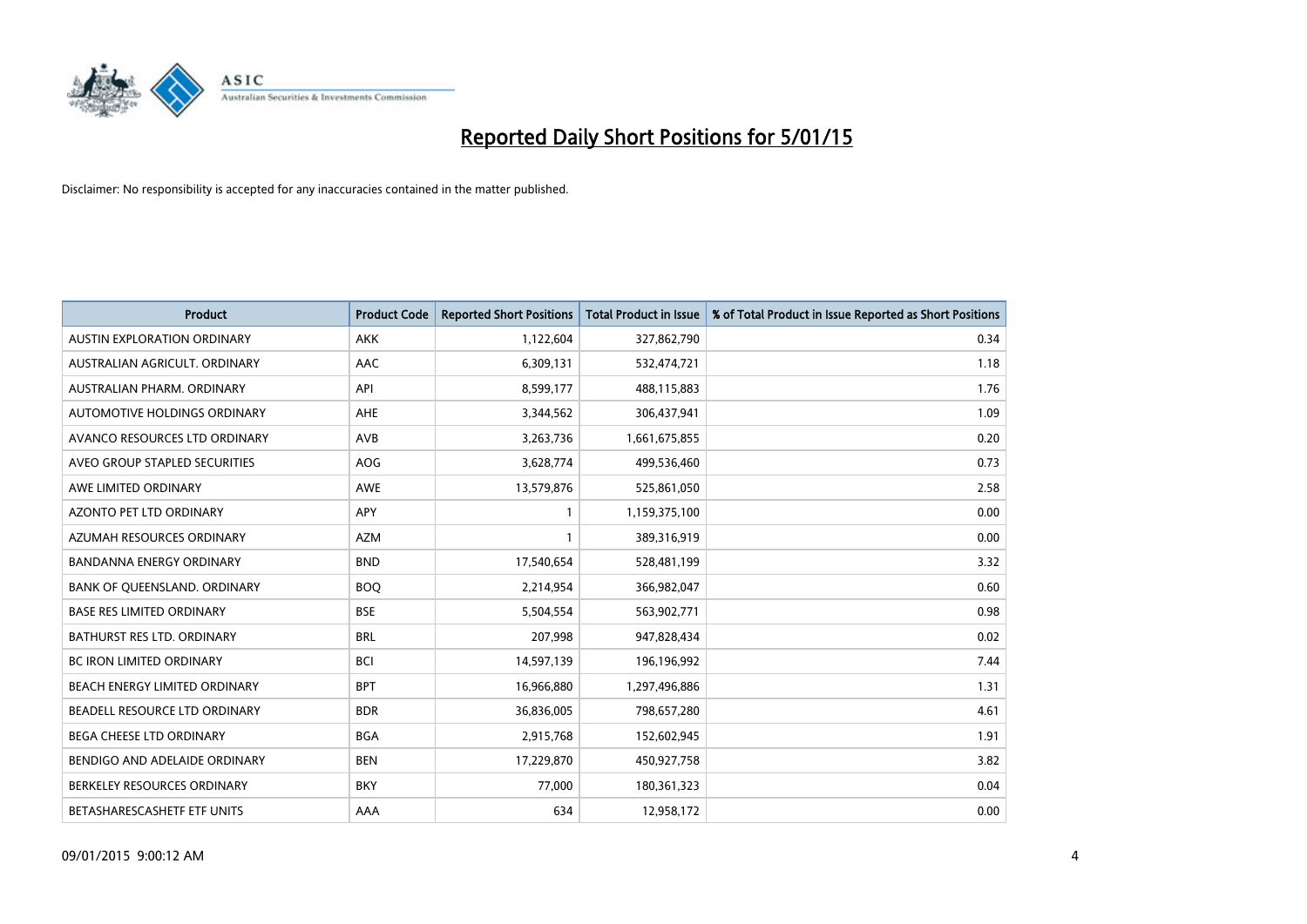# Reported Daily Short Positions for 5/01/15

Disclaimer: No responsibility is accepted for any inaccuracies contained in the matter published.

| Product | Product Code | Reported Short Positions | Total Product in Issue | % of Total Product in Issue Reported as Short Positions |
|---|---|---|---|---|
| AUSTIN EXPLORATION ORDINARY | AKK | 1,122,604 | 327,862,790 | 0.34 |
| AUSTRALIAN AGRICULT. ORDINARY | AAC | 6,309,131 | 532,474,721 | 1.18 |
| AUSTRALIAN PHARM. ORDINARY | API | 8,599,177 | 488,115,883 | 1.76 |
| AUTOMOTIVE HOLDINGS ORDINARY | AHE | 3,344,562 | 306,437,941 | 1.09 |
| AVANCO RESOURCES LTD ORDINARY | AVB | 3,263,736 | 1,661,675,855 | 0.20 |
| AVEO GROUP STAPLED SECURITIES | AOG | 3,628,774 | 499,536,460 | 0.73 |
| AWE LIMITED ORDINARY | AWE | 13,579,876 | 525,861,050 | 2.58 |
| AZONTO PET LTD ORDINARY | APY | 1 | 1,159,375,100 | 0.00 |
| AZUMAH RESOURCES ORDINARY | AZM | 1 | 389,316,919 | 0.00 |
| BANDANNA ENERGY ORDINARY | BND | 17,540,654 | 528,481,199 | 3.32 |
| BANK OF QUEENSLAND. ORDINARY | BOQ | 2,214,954 | 366,982,047 | 0.60 |
| BASE RES LIMITED ORDINARY | BSE | 5,504,554 | 563,902,771 | 0.98 |
| BATHURST RES LTD. ORDINARY | BRL | 207,998 | 947,828,434 | 0.02 |
| BC IRON LIMITED ORDINARY | BCI | 14,597,139 | 196,196,992 | 7.44 |
| BEACH ENERGY LIMITED ORDINARY | BPT | 16,966,880 | 1,297,496,886 | 1.31 |
| BEADELL RESOURCE LTD ORDINARY | BDR | 36,836,005 | 798,657,280 | 4.61 |
| BEGA CHEESE LTD ORDINARY | BGA | 2,915,768 | 152,602,945 | 1.91 |
| BENDIGO AND ADELAIDE ORDINARY | BEN | 17,229,870 | 450,927,758 | 3.82 |
| BERKELEY RESOURCES ORDINARY | BKY | 77,000 | 180,361,323 | 0.04 |
| BETASHARESCASHETF ETF UNITS | AAA | 634 | 12,958,172 | 0.00 |

09/01/2015 9:00:12 AM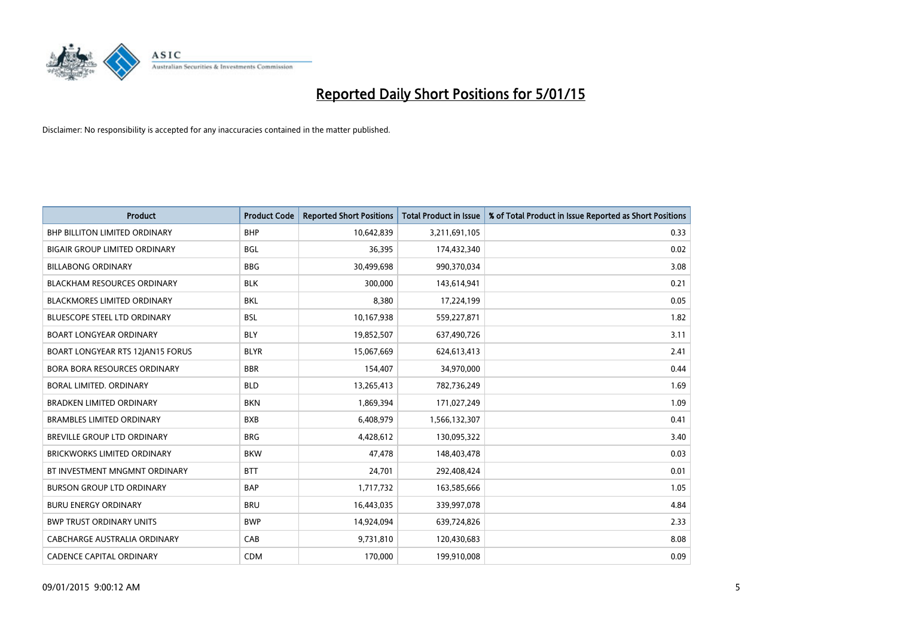# Reported Daily Short Positions for 5/01/15

Disclaimer: No responsibility is accepted for any inaccuracies contained in the matter published.

| Product | Product Code | Reported Short Positions | Total Product in Issue | % of Total Product in Issue Reported as Short Positions |
|---|---|---|---|---|
| BHP BILLITON LIMITED ORDINARY | BHP | 10,642,839 | 3,211,691,105 | 0.33 |
| BIGAIR GROUP LIMITED ORDINARY | BGL | 36,395 | 174,432,340 | 0.02 |
| BILLABONG ORDINARY | BBG | 30,499,698 | 990,370,034 | 3.08 |
| BLACKHAM RESOURCES ORDINARY | BLK | 300,000 | 143,614,941 | 0.21 |
| BLACKMORES LIMITED ORDINARY | BKL | 8,380 | 17,224,199 | 0.05 |
| BLUESCOPE STEEL LTD ORDINARY | BSL | 10,167,938 | 559,227,871 | 1.82 |
| BOART LONGYEAR ORDINARY | BLY | 19,852,507 | 637,490,726 | 3.11 |
| BOART LONGYEAR RTS 12JAN15 FORUS | BLYR | 15,067,669 | 624,613,413 | 2.41 |
| BORA BORA RESOURCES ORDINARY | BBR | 154,407 | 34,970,000 | 0.44 |
| BORAL LIMITED. ORDINARY | BLD | 13,265,413 | 782,736,249 | 1.69 |
| BRADKEN LIMITED ORDINARY | BKN | 1,869,394 | 171,027,249 | 1.09 |
| BRAMBLES LIMITED ORDINARY | BXB | 6,408,979 | 1,566,132,307 | 0.41 |
| BREVILLE GROUP LTD ORDINARY | BRG | 4,428,612 | 130,095,322 | 3.40 |
| BRICKWORKS LIMITED ORDINARY | BKW | 47,478 | 148,403,478 | 0.03 |
| BT INVESTMENT MNGMNT ORDINARY | BTT | 24,701 | 292,408,424 | 0.01 |
| BURSON GROUP LTD ORDINARY | BAP | 1,717,732 | 163,585,666 | 1.05 |
| BURU ENERGY ORDINARY | BRU | 16,443,035 | 339,997,078 | 4.84 |
| BWP TRUST ORDINARY UNITS | BWP | 14,924,094 | 639,724,826 | 2.33 |
| CABCHARGE AUSTRALIA ORDINARY | CAB | 9,731,810 | 120,430,683 | 8.08 |
| CADENCE CAPITAL ORDINARY | CDM | 170,000 | 199,910,008 | 0.09 |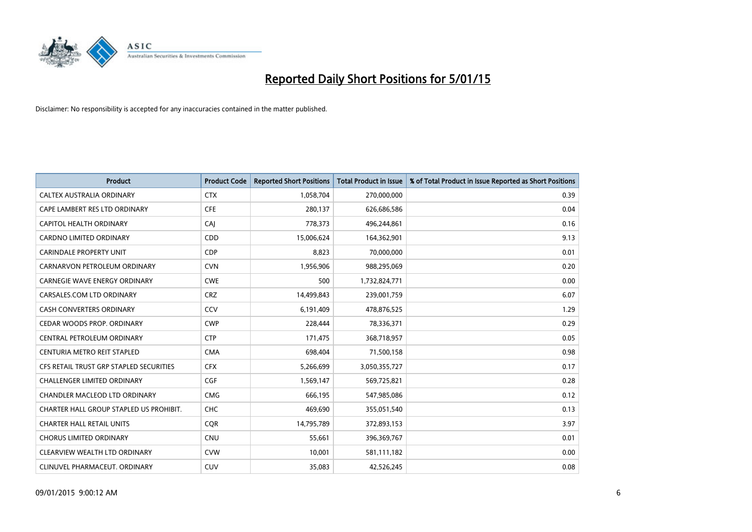# Reported Daily Short Positions for 5/01/15

Disclaimer: No responsibility is accepted for any inaccuracies contained in the matter published.

| Product | Product Code | Reported Short Positions | Total Product in Issue | % of Total Product in Issue Reported as Short Positions |
|---|---|---|---|---|
| CALTEX AUSTRALIA ORDINARY | CTX | 1,058,704 | 270,000,000 | 0.39 |
| CAPE LAMBERT RES LTD ORDINARY | CFE | 280,137 | 626,686,586 | 0.04 |
| CAPITOL HEALTH ORDINARY | CAJ | 778,373 | 496,244,861 | 0.16 |
| CARDNO LIMITED ORDINARY | CDD | 15,006,624 | 164,362,901 | 9.13 |
| CARINDALE PROPERTY UNIT | CDP | 8,823 | 70,000,000 | 0.01 |
| CARNARVON PETROLEUM ORDINARY | CVN | 1,956,906 | 988,295,069 | 0.20 |
| CARNEGIE WAVE ENERGY ORDINARY | CWE | 500 | 1,732,824,771 | 0.00 |
| CARSALES.COM LTD ORDINARY | CRZ | 14,499,843 | 239,001,759 | 6.07 |
| CASH CONVERTERS ORDINARY | CCV | 6,191,409 | 478,876,525 | 1.29 |
| CEDAR WOODS PROP. ORDINARY | CWP | 228,444 | 78,336,371 | 0.29 |
| CENTRAL PETROLEUM ORDINARY | CTP | 171,475 | 368,718,957 | 0.05 |
| CENTURIA METRO REIT STAPLED | CMA | 698,404 | 71,500,158 | 0.98 |
| CFS RETAIL TRUST GRP STAPLED SECURITIES | CFX | 5,266,699 | 3,050,355,727 | 0.17 |
| CHALLENGER LIMITED ORDINARY | CGF | 1,569,147 | 569,725,821 | 0.28 |
| CHANDLER MACLEOD LTD ORDINARY | CMG | 666,195 | 547,985,086 | 0.12 |
| CHARTER HALL GROUP STAPLED US PROHIBIT. | CHC | 469,690 | 355,051,540 | 0.13 |
| CHARTER HALL RETAIL UNITS | CQR | 14,795,789 | 372,893,153 | 3.97 |
| CHORUS LIMITED ORDINARY | CNU | 55,661 | 396,369,767 | 0.01 |
| CLEARVIEW WEALTH LTD ORDINARY | CVW | 10,001 | 581,111,182 | 0.00 |
| CLINUVEL PHARMACEUT. ORDINARY | CUV | 35,083 | 42,526,245 | 0.08 |

09/01/2015 9:00:12 AM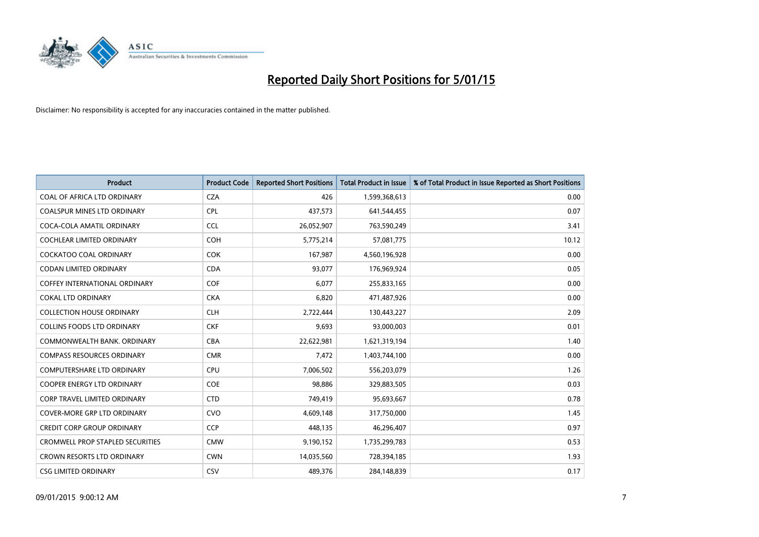# Reported Daily Short Positions for 5/01/15

Disclaimer: No responsibility is accepted for any inaccuracies contained in the matter published.

| Product | Product Code | Reported Short Positions | Total Product in Issue | % of Total Product in Issue Reported as Short Positions |
|---|---|---|---|---|
| COAL OF AFRICA LTD ORDINARY | CZA | 426 | 1,599,368,613 | 0.00 |
| COALSPUR MINES LTD ORDINARY | CPL | 437,573 | 641,544,455 | 0.07 |
| COCA-COLA AMATIL ORDINARY | CCL | 26,052,907 | 763,590,249 | 3.41 |
| COCHLEAR LIMITED ORDINARY | COH | 5,775,214 | 57,081,775 | 10.12 |
| COCKATOO COAL ORDINARY | COK | 167,987 | 4,560,196,928 | 0.00 |
| CODAN LIMITED ORDINARY | CDA | 93,077 | 176,969,924 | 0.05 |
| COFFEY INTERNATIONAL ORDINARY | COF | 6,077 | 255,833,165 | 0.00 |
| COKAL LTD ORDINARY | CKA | 6,820 | 471,487,926 | 0.00 |
| COLLECTION HOUSE ORDINARY | CLH | 2,722,444 | 130,443,227 | 2.09 |
| COLLINS FOODS LTD ORDINARY | CKF | 9,693 | 93,000,003 | 0.01 |
| COMMONWEALTH BANK. ORDINARY | CBA | 22,622,981 | 1,621,319,194 | 1.40 |
| COMPASS RESOURCES ORDINARY | CMR | 7,472 | 1,403,744,100 | 0.00 |
| COMPUTERSHARE LTD ORDINARY | CPU | 7,006,502 | 556,203,079 | 1.26 |
| COOPER ENERGY LTD ORDINARY | COE | 98,886 | 329,883,505 | 0.03 |
| CORP TRAVEL LIMITED ORDINARY | CTD | 749,419 | 95,693,667 | 0.78 |
| COVER-MORE GRP LTD ORDINARY | CVO | 4,609,148 | 317,750,000 | 1.45 |
| CREDIT CORP GROUP ORDINARY | CCP | 448,135 | 46,296,407 | 0.97 |
| CROMWELL PROP STAPLED SECURITIES | CMW | 9,190,152 | 1,735,299,783 | 0.53 |
| CROWN RESORTS LTD ORDINARY | CWN | 14,035,560 | 728,394,185 | 1.93 |
| CSG LIMITED ORDINARY | CSV | 489,376 | 284,148,839 | 0.17 |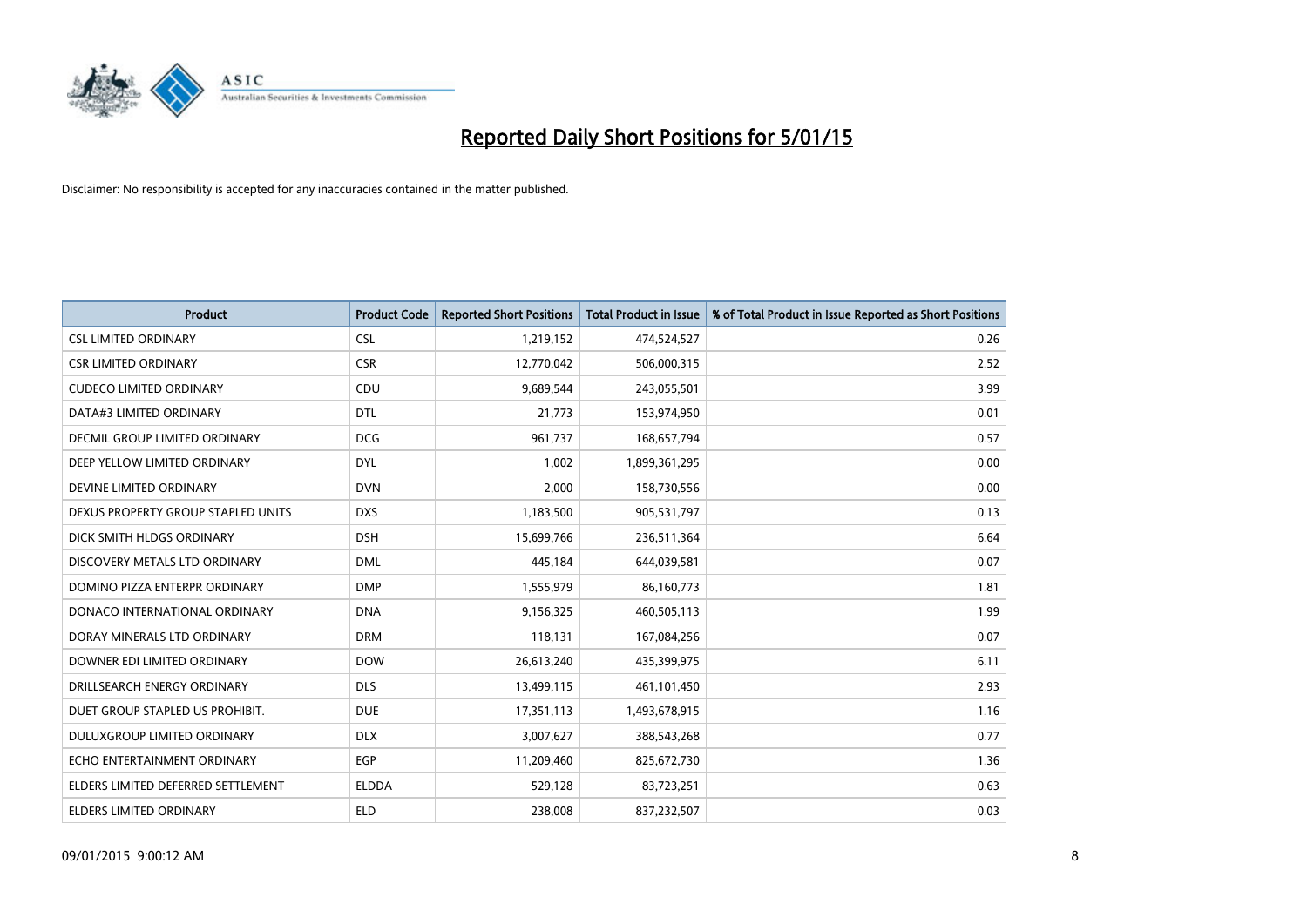# Reported Daily Short Positions for 5/01/15

Disclaimer: No responsibility is accepted for any inaccuracies contained in the matter published.

| Product | Product Code | Reported Short Positions | Total Product in Issue | % of Total Product in Issue Reported as Short Positions |
|---|---|---|---|---|
| CSL LIMITED ORDINARY | CSL | 1,219,152 | 474,524,527 | 0.26 |
| CSR LIMITED ORDINARY | CSR | 12,770,042 | 506,000,315 | 2.52 |
| CUDECO LIMITED ORDINARY | CDU | 9,689,544 | 243,055,501 | 3.99 |
| DATA#3 LIMITED ORDINARY | DTL | 21,773 | 153,974,950 | 0.01 |
| DECMIL GROUP LIMITED ORDINARY | DCG | 961,737 | 168,657,794 | 0.57 |
| DEEP YELLOW LIMITED ORDINARY | DYL | 1,002 | 1,899,361,295 | 0.00 |
| DEVINE LIMITED ORDINARY | DVN | 2,000 | 158,730,556 | 0.00 |
| DEXUS PROPERTY GROUP STAPLED UNITS | DXS | 1,183,500 | 905,531,797 | 0.13 |
| DICK SMITH HLDGS ORDINARY | DSH | 15,699,766 | 236,511,364 | 6.64 |
| DISCOVERY METALS LTD ORDINARY | DML | 445,184 | 644,039,581 | 0.07 |
| DOMINO PIZZA ENTERPR ORDINARY | DMP | 1,555,979 | 86,160,773 | 1.81 |
| DONACO INTERNATIONAL ORDINARY | DNA | 9,156,325 | 460,505,113 | 1.99 |
| DORAY MINERALS LTD ORDINARY | DRM | 118,131 | 167,084,256 | 0.07 |
| DOWNER EDI LIMITED ORDINARY | DOW | 26,613,240 | 435,399,975 | 6.11 |
| DRILLSEARCH ENERGY ORDINARY | DLS | 13,499,115 | 461,101,450 | 2.93 |
| DUET GROUP STAPLED US PROHIBIT. | DUE | 17,351,113 | 1,493,678,915 | 1.16 |
| DULUXGROUP LIMITED ORDINARY | DLX | 3,007,627 | 388,543,268 | 0.77 |
| ECHO ENTERTAINMENT ORDINARY | EGP | 11,209,460 | 825,672,730 | 1.36 |
| ELDERS LIMITED DEFERRED SETTLEMENT | ELDDA | 529,128 | 83,723,251 | 0.63 |
| ELDERS LIMITED ORDINARY | ELD | 238,008 | 837,232,507 | 0.03 |

09/01/2015 9:00:12 AM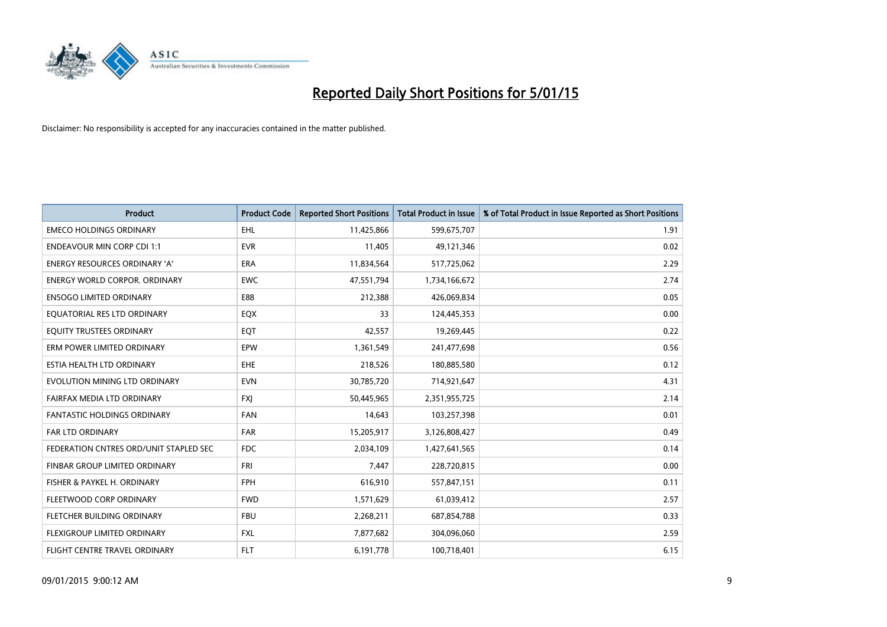# Reported Daily Short Positions for 5/01/15

Disclaimer: No responsibility is accepted for any inaccuracies contained in the matter published.

| Product | Product Code | Reported Short Positions | Total Product in Issue | % of Total Product in Issue Reported as Short Positions |
| --- | --- | --- | --- | --- |
| EMECO HOLDINGS ORDINARY | EHL | 11,425,866 | 599,675,707 | 1.91 |
| ENDEAVOUR MIN CORP CDI 1:1 | EVR | 11,405 | 49,121,346 | 0.02 |
| ENERGY RESOURCES ORDINARY 'A' | ERA | 11,834,564 | 517,725,062 | 2.29 |
| ENERGY WORLD CORPOR. ORDINARY | EWC | 47,551,794 | 1,734,166,672 | 2.74 |
| ENSOGO LIMITED ORDINARY | E88 | 212,388 | 426,069,834 | 0.05 |
| EQUATORIAL RES LTD ORDINARY | EQX | 33 | 124,445,353 | 0.00 |
| EQUITY TRUSTEES ORDINARY | EQT | 42,557 | 19,269,445 | 0.22 |
| ERM POWER LIMITED ORDINARY | EPW | 1,361,549 | 241,477,698 | 0.56 |
| ESTIA HEALTH LTD ORDINARY | EHE | 218,526 | 180,885,580 | 0.12 |
| EVOLUTION MINING LTD ORDINARY | EVN | 30,785,720 | 714,921,647 | 4.31 |
| FAIRFAX MEDIA LTD ORDINARY | FXJ | 50,445,965 | 2,351,955,725 | 2.14 |
| FANTASTIC HOLDINGS ORDINARY | FAN | 14,643 | 103,257,398 | 0.01 |
| FAR LTD ORDINARY | FAR | 15,205,917 | 3,126,808,427 | 0.49 |
| FEDERATION CNTRES ORD/UNIT STAPLED SEC | FDC | 2,034,109 | 1,427,641,565 | 0.14 |
| FINBAR GROUP LIMITED ORDINARY | FRI | 7,447 | 228,720,815 | 0.00 |
| FISHER & PAYKEL H. ORDINARY | FPH | 616,910 | 557,847,151 | 0.11 |
| FLEETWOOD CORP ORDINARY | FWD | 1,571,629 | 61,039,412 | 2.57 |
| FLETCHER BUILDING ORDINARY | FBU | 2,268,211 | 687,854,788 | 0.33 |
| FLEXIGROUP LIMITED ORDINARY | FXL | 7,877,682 | 304,096,060 | 2.59 |
| FLIGHT CENTRE TRAVEL ORDINARY | FLT | 6,191,778 | 100,718,401 | 6.15 |

09/01/2015 9:00:12 AM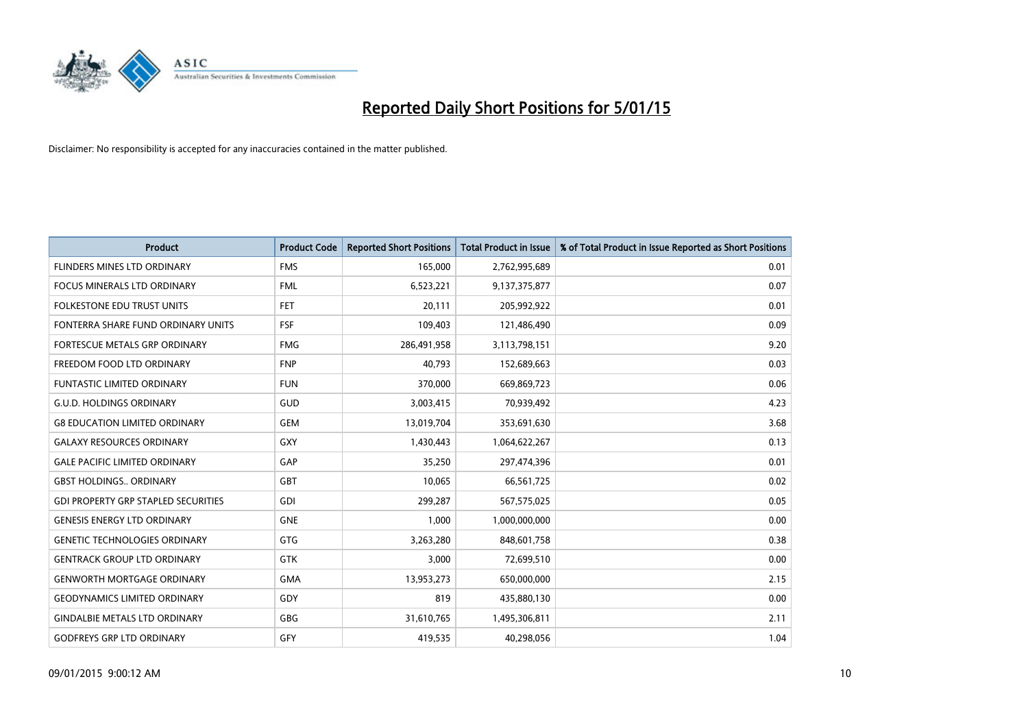# Reported Daily Short Positions for 5/01/15

Disclaimer: No responsibility is accepted for any inaccuracies contained in the matter published.

| Product | Product Code | Reported Short Positions | Total Product in Issue | % of Total Product in Issue Reported as Short Positions |
|---|---|---|---|---|
| FLINDERS MINES LTD ORDINARY | FMS | 165,000 | 2,762,995,689 | 0.01 |
| FOCUS MINERALS LTD ORDINARY | FML | 6,523,221 | 9,137,375,877 | 0.07 |
| FOLKESTONE EDU TRUST UNITS | FET | 20,111 | 205,992,922 | 0.01 |
| FONTERRA SHARE FUND ORDINARY UNITS | FSF | 109,403 | 121,486,490 | 0.09 |
| FORTESCUE METALS GRP ORDINARY | FMG | 286,491,958 | 3,113,798,151 | 9.20 |
| FREEDOM FOOD LTD ORDINARY | FNP | 40,793 | 152,689,663 | 0.03 |
| FUNTASTIC LIMITED ORDINARY | FUN | 370,000 | 669,869,723 | 0.06 |
| G.U.D. HOLDINGS ORDINARY | GUD | 3,003,415 | 70,939,492 | 4.23 |
| G8 EDUCATION LIMITED ORDINARY | GEM | 13,019,704 | 353,691,630 | 3.68 |
| GALAXY RESOURCES ORDINARY | GXY | 1,430,443 | 1,064,622,267 | 0.13 |
| GALE PACIFIC LIMITED ORDINARY | GAP | 35,250 | 297,474,396 | 0.01 |
| GBST HOLDINGS.. ORDINARY | GBT | 10,065 | 66,561,725 | 0.02 |
| GDI PROPERTY GRP STAPLED SECURITIES | GDI | 299,287 | 567,575,025 | 0.05 |
| GENESIS ENERGY LTD ORDINARY | GNE | 1,000 | 1,000,000,000 | 0.00 |
| GENETIC TECHNOLOGIES ORDINARY | GTG | 3,263,280 | 848,601,758 | 0.38 |
| GENTRACK GROUP LTD ORDINARY | GTK | 3,000 | 72,699,510 | 0.00 |
| GENWORTH MORTGAGE ORDINARY | GMA | 13,953,273 | 650,000,000 | 2.15 |
| GEODYNAMICS LIMITED ORDINARY | GDY | 819 | 435,880,130 | 0.00 |
| GINDALBIE METALS LTD ORDINARY | GBG | 31,610,765 | 1,495,306,811 | 2.11 |
| GODFREYS GRP LTD ORDINARY | GFY | 419,535 | 40,298,056 | 1.04 |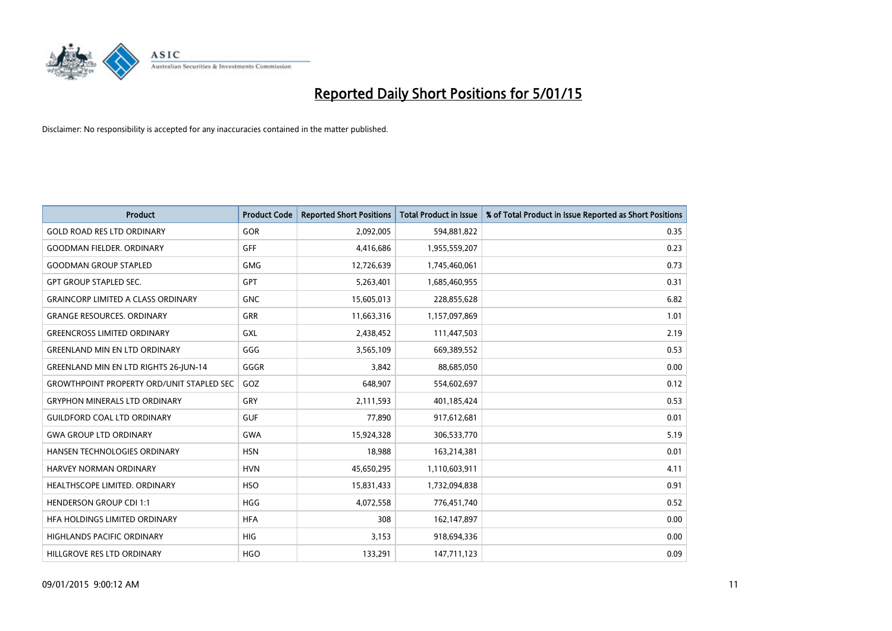# Reported Daily Short Positions for 5/01/15

Disclaimer: No responsibility is accepted for any inaccuracies contained in the matter published.

| Product | Product Code | Reported Short Positions | Total Product in Issue | % of Total Product in Issue Reported as Short Positions |
|---|---|---|---|---|
| GOLD ROAD RES LTD ORDINARY | GOR | 2,092,005 | 594,881,822 | 0.35 |
| GOODMAN FIELDER. ORDINARY | GFF | 4,416,686 | 1,955,559,207 | 0.23 |
| GOODMAN GROUP STAPLED | GMG | 12,726,639 | 1,745,460,061 | 0.73 |
| GPT GROUP STAPLED SEC. | GPT | 5,263,401 | 1,685,460,955 | 0.31 |
| GRAINCORP LIMITED A CLASS ORDINARY | GNC | 15,605,013 | 228,855,628 | 6.82 |
| GRANGE RESOURCES. ORDINARY | GRR | 11,663,316 | 1,157,097,869 | 1.01 |
| GREENCROSS LIMITED ORDINARY | GXL | 2,438,452 | 111,447,503 | 2.19 |
| GREENLAND MIN EN LTD ORDINARY | GGG | 3,565,109 | 669,389,552 | 0.53 |
| GREENLAND MIN EN LTD RIGHTS 26-JUN-14 | GGGR | 3,842 | 88,685,050 | 0.00 |
| GROWTHPOINT PROPERTY ORD/UNIT STAPLED SEC | GOZ | 648,907 | 554,602,697 | 0.12 |
| GRYPHON MINERALS LTD ORDINARY | GRY | 2,111,593 | 401,185,424 | 0.53 |
| GUILDFORD COAL LTD ORDINARY | GUF | 77,890 | 917,612,681 | 0.01 |
| GWA GROUP LTD ORDINARY | GWA | 15,924,328 | 306,533,770 | 5.19 |
| HANSEN TECHNOLOGIES ORDINARY | HSN | 18,988 | 163,214,381 | 0.01 |
| HARVEY NORMAN ORDINARY | HVN | 45,650,295 | 1,110,603,911 | 4.11 |
| HEALTHSCOPE LIMITED. ORDINARY | HSO | 15,831,433 | 1,732,094,838 | 0.91 |
| HENDERSON GROUP CDI 1:1 | HGG | 4,072,558 | 776,451,740 | 0.52 |
| HFA HOLDINGS LIMITED ORDINARY | HFA | 308 | 162,147,897 | 0.00 |
| HIGHLANDS PACIFIC ORDINARY | HIG | 3,153 | 918,694,336 | 0.00 |
| HILLGROVE RES LTD ORDINARY | HGO | 133,291 | 147,711,123 | 0.09 |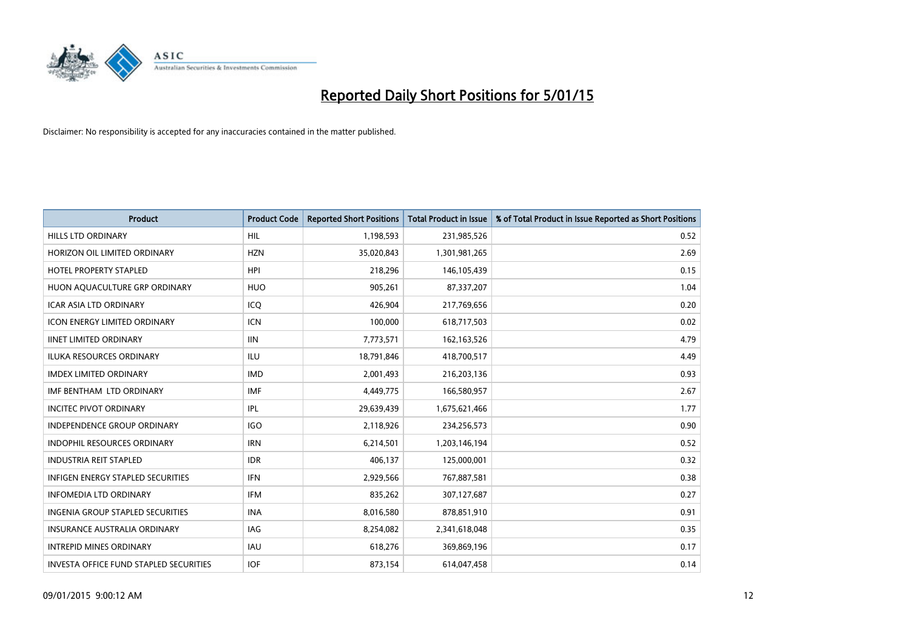# Reported Daily Short Positions for 5/01/15

Disclaimer: No responsibility is accepted for any inaccuracies contained in the matter published.

| Product | Product Code | Reported Short Positions | Total Product in Issue | % of Total Product in Issue Reported as Short Positions |
|---|---|---|---|---|
| HILLS LTD ORDINARY | HIL | 1,198,593 | 231,985,526 | 0.52 |
| HORIZON OIL LIMITED ORDINARY | HZN | 35,020,843 | 1,301,981,265 | 2.69 |
| HOTEL PROPERTY STAPLED | HPI | 218,296 | 146,105,439 | 0.15 |
| HUON AQUACULTURE GRP ORDINARY | HUO | 905,261 | 87,337,207 | 1.04 |
| ICAR ASIA LTD ORDINARY | ICQ | 426,904 | 217,769,656 | 0.20 |
| ICON ENERGY LIMITED ORDINARY | ICN | 100,000 | 618,717,503 | 0.02 |
| IINET LIMITED ORDINARY | IIN | 7,773,571 | 162,163,526 | 4.79 |
| ILUKA RESOURCES ORDINARY | ILU | 18,791,846 | 418,700,517 | 4.49 |
| IMDEX LIMITED ORDINARY | IMD | 2,001,493 | 216,203,136 | 0.93 |
| IMF BENTHAM LTD ORDINARY | IMF | 4,449,775 | 166,580,957 | 2.67 |
| INCITEC PIVOT ORDINARY | IPL | 29,639,439 | 1,675,621,466 | 1.77 |
| INDEPENDENCE GROUP ORDINARY | IGO | 2,118,926 | 234,256,573 | 0.90 |
| INDOPHIL RESOURCES ORDINARY | IRN | 6,214,501 | 1,203,146,194 | 0.52 |
| INDUSTRIA REIT STAPLED | IDR | 406,137 | 125,000,001 | 0.32 |
| INFIGEN ENERGY STAPLED SECURITIES | IFN | 2,929,566 | 767,887,581 | 0.38 |
| INFOMEDIA LTD ORDINARY | IFM | 835,262 | 307,127,687 | 0.27 |
| INGENIA GROUP STAPLED SECURITIES | INA | 8,016,580 | 878,851,910 | 0.91 |
| INSURANCE AUSTRALIA ORDINARY | IAG | 8,254,082 | 2,341,618,048 | 0.35 |
| INTREPID MINES ORDINARY | IAU | 618,276 | 369,869,196 | 0.17 |
| INVESTA OFFICE FUND STAPLED SECURITIES | IOF | 873,154 | 614,047,458 | 0.14 |

09/01/2015 9:00:12 AM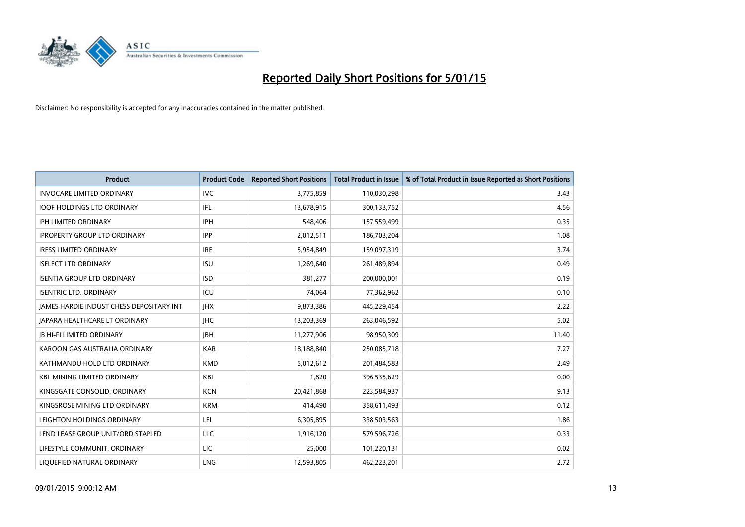# Reported Daily Short Positions for 5/01/15

Disclaimer: No responsibility is accepted for any inaccuracies contained in the matter published.

| Product | Product Code | Reported Short Positions | Total Product in Issue | % of Total Product in Issue Reported as Short Positions |
|---|---|---|---|---|
| INVOCARE LIMITED ORDINARY | IVC | 3,775,859 | 110,030,298 | 3.43 |
| IOOF HOLDINGS LTD ORDINARY | IFL | 13,678,915 | 300,133,752 | 4.56 |
| IPH LIMITED ORDINARY | IPH | 548,406 | 157,559,499 | 0.35 |
| IPROPERTY GROUP LTD ORDINARY | IPP | 2,012,511 | 186,703,204 | 1.08 |
| IRESS LIMITED ORDINARY | IRE | 5,954,849 | 159,097,319 | 3.74 |
| ISELECT LTD ORDINARY | ISU | 1,269,640 | 261,489,894 | 0.49 |
| ISENTIA GROUP LTD ORDINARY | ISD | 381,277 | 200,000,001 | 0.19 |
| ISENTRIC LTD. ORDINARY | ICU | 74,064 | 77,362,962 | 0.10 |
| JAMES HARDIE INDUST CHESS DEPOSITARY INT | JHX | 9,873,386 | 445,229,454 | 2.22 |
| JAPARA HEALTHCARE LT ORDINARY | JHC | 13,203,369 | 263,046,592 | 5.02 |
| JB HI-FI LIMITED ORDINARY | JBH | 11,277,906 | 98,950,309 | 11.40 |
| KAROON GAS AUSTRALIA ORDINARY | KAR | 18,188,840 | 250,085,718 | 7.27 |
| KATHMANDU HOLD LTD ORDINARY | KMD | 5,012,612 | 201,484,583 | 2.49 |
| KBL MINING LIMITED ORDINARY | KBL | 1,820 | 396,535,629 | 0.00 |
| KINGSGATE CONSOLID. ORDINARY | KCN | 20,421,868 | 223,584,937 | 9.13 |
| KINGSROSE MINING LTD ORDINARY | KRM | 414,490 | 358,611,493 | 0.12 |
| LEIGHTON HOLDINGS ORDINARY | LEI | 6,305,895 | 338,503,563 | 1.86 |
| LEND LEASE GROUP UNIT/ORD STAPLED | LLC | 1,916,120 | 579,596,726 | 0.33 |
| LIFESTYLE COMMUNIT. ORDINARY | LIC | 25,000 | 101,220,131 | 0.02 |
| LIQUEFIED NATURAL ORDINARY | LNG | 12,593,805 | 462,223,201 | 2.72 |

09/01/2015 9:00:12 AM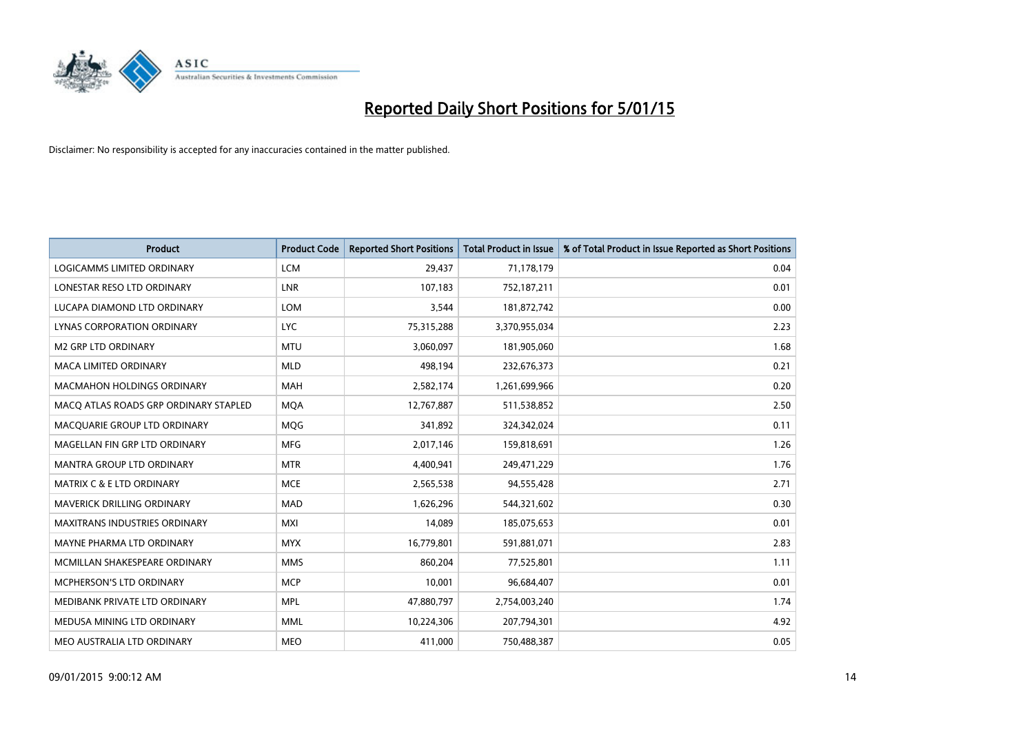# Reported Daily Short Positions for 5/01/15

Disclaimer: No responsibility is accepted for any inaccuracies contained in the matter published.

| Product | Product Code | Reported Short Positions | Total Product in Issue | % of Total Product in Issue Reported as Short Positions |
|---|---|---|---|---|
| LOGICAMMS LIMITED ORDINARY | LCM | 29,437 | 71,178,179 | 0.04 |
| LONESTAR RESO LTD ORDINARY | LNR | 107,183 | 752,187,211 | 0.01 |
| LUCAPA DIAMOND LTD ORDINARY | LOM | 3,544 | 181,872,742 | 0.00 |
| LYNAS CORPORATION ORDINARY | LYC | 75,315,288 | 3,370,955,034 | 2.23 |
| M2 GRP LTD ORDINARY | MTU | 3,060,097 | 181,905,060 | 1.68 |
| MACA LIMITED ORDINARY | MLD | 498,194 | 232,676,373 | 0.21 |
| MACMAHON HOLDINGS ORDINARY | MAH | 2,582,174 | 1,261,699,966 | 0.20 |
| MACQ ATLAS ROADS GRP ORDINARY STAPLED | MQA | 12,767,887 | 511,538,852 | 2.50 |
| MACQUARIE GROUP LTD ORDINARY | MQG | 341,892 | 324,342,024 | 0.11 |
| MAGELLAN FIN GRP LTD ORDINARY | MFG | 2,017,146 | 159,818,691 | 1.26 |
| MANTRA GROUP LTD ORDINARY | MTR | 4,400,941 | 249,471,229 | 1.76 |
| MATRIX C & E LTD ORDINARY | MCE | 2,565,538 | 94,555,428 | 2.71 |
| MAVERICK DRILLING ORDINARY | MAD | 1,626,296 | 544,321,602 | 0.30 |
| MAXITRANS INDUSTRIES ORDINARY | MXI | 14,089 | 185,075,653 | 0.01 |
| MAYNE PHARMA LTD ORDINARY | MYX | 16,779,801 | 591,881,071 | 2.83 |
| MCMILLAN SHAKESPEARE ORDINARY | MMS | 860,204 | 77,525,801 | 1.11 |
| MCPHERSON'S LTD ORDINARY | MCP | 10,001 | 96,684,407 | 0.01 |
| MEDIBANK PRIVATE LTD ORDINARY | MPL | 47,880,797 | 2,754,003,240 | 1.74 |
| MEDUSA MINING LTD ORDINARY | MML | 10,224,306 | 207,794,301 | 4.92 |
| MEO AUSTRALIA LTD ORDINARY | MEO | 411,000 | 750,488,387 | 0.05 |

09/01/2015 9:00:12 AM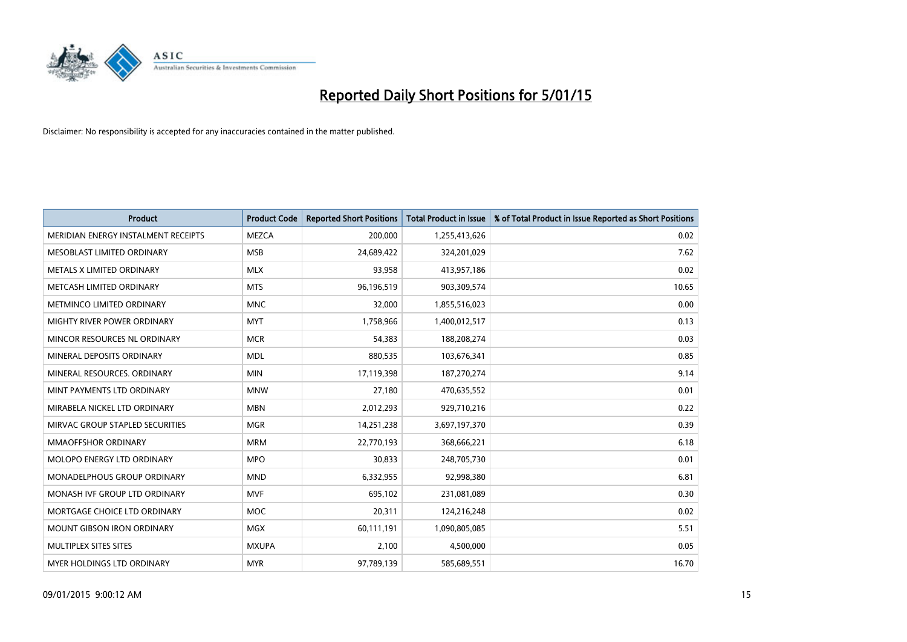# Reported Daily Short Positions for 5/01/15

Disclaimer: No responsibility is accepted for any inaccuracies contained in the matter published.

| Product | Product Code | Reported Short Positions | Total Product in Issue | % of Total Product in Issue Reported as Short Positions |
|---|---|---|---|---|
| MERIDIAN ENERGY INSTALMENT RECEIPTS | MEZCA | 200,000 | 1,255,413,626 | 0.02 |
| MESOBLAST LIMITED ORDINARY | MSB | 24,689,422 | 324,201,029 | 7.62 |
| METALS X LIMITED ORDINARY | MLX | 93,958 | 413,957,186 | 0.02 |
| METCASH LIMITED ORDINARY | MTS | 96,196,519 | 903,309,574 | 10.65 |
| METMINCO LIMITED ORDINARY | MNC | 32,000 | 1,855,516,023 | 0.00 |
| MIGHTY RIVER POWER ORDINARY | MYT | 1,758,966 | 1,400,012,517 | 0.13 |
| MINCOR RESOURCES NL ORDINARY | MCR | 54,383 | 188,208,274 | 0.03 |
| MINERAL DEPOSITS ORDINARY | MDL | 880,535 | 103,676,341 | 0.85 |
| MINERAL RESOURCES. ORDINARY | MIN | 17,119,398 | 187,270,274 | 9.14 |
| MINT PAYMENTS LTD ORDINARY | MNW | 27,180 | 470,635,552 | 0.01 |
| MIRABELA NICKEL LTD ORDINARY | MBN | 2,012,293 | 929,710,216 | 0.22 |
| MIRVAC GROUP STAPLED SECURITIES | MGR | 14,251,238 | 3,697,197,370 | 0.39 |
| MMAOFFSHOR ORDINARY | MRM | 22,770,193 | 368,666,221 | 6.18 |
| MOLOPO ENERGY LTD ORDINARY | MPO | 30,833 | 248,705,730 | 0.01 |
| MONADELPHOUS GROUP ORDINARY | MND | 6,332,955 | 92,998,380 | 6.81 |
| MONASH IVF GROUP LTD ORDINARY | MVF | 695,102 | 231,081,089 | 0.30 |
| MORTGAGE CHOICE LTD ORDINARY | MOC | 20,311 | 124,216,248 | 0.02 |
| MOUNT GIBSON IRON ORDINARY | MGX | 60,111,191 | 1,090,805,085 | 5.51 |
| MULTIPLEX SITES SITES | MXUPA | 2,100 | 4,500,000 | 0.05 |
| MYER HOLDINGS LTD ORDINARY | MYR | 97,789,139 | 585,689,551 | 16.70 |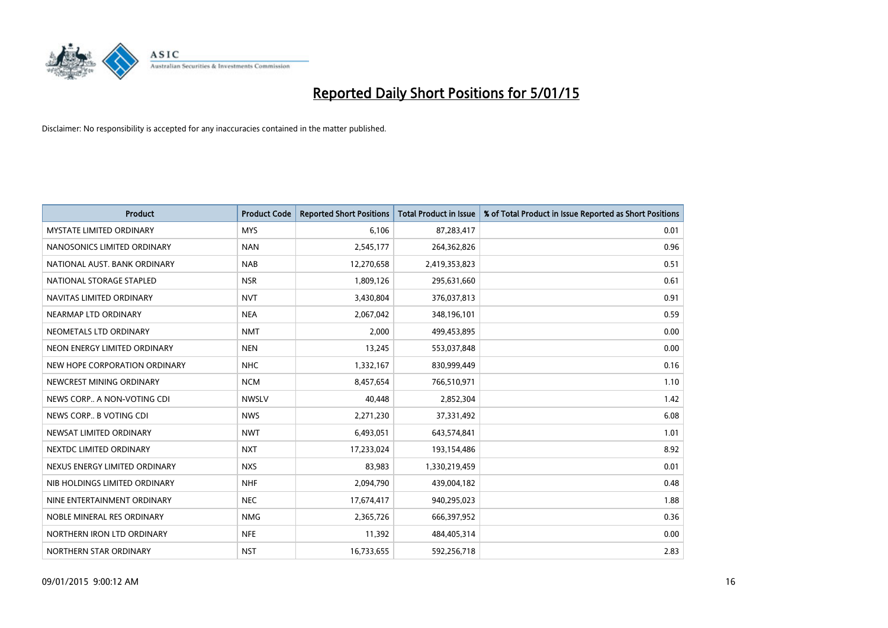# Reported Daily Short Positions for 5/01/15

Disclaimer: No responsibility is accepted for any inaccuracies contained in the matter published.

| Product | Product Code | Reported Short Positions | Total Product in Issue | % of Total Product in Issue Reported as Short Positions |
|---|---|---|---|---|
| MYSTATE LIMITED ORDINARY | MYS | 6,106 | 87,283,417 | 0.01 |
| NANOSONICS LIMITED ORDINARY | NAN | 2,545,177 | 264,362,826 | 0.96 |
| NATIONAL AUST. BANK ORDINARY | NAB | 12,270,658 | 2,419,353,823 | 0.51 |
| NATIONAL STORAGE STAPLED | NSR | 1,809,126 | 295,631,660 | 0.61 |
| NAVITAS LIMITED ORDINARY | NVT | 3,430,804 | 376,037,813 | 0.91 |
| NEARMAP LTD ORDINARY | NEA | 2,067,042 | 348,196,101 | 0.59 |
| NEOMETALS LTD ORDINARY | NMT | 2,000 | 499,453,895 | 0.00 |
| NEON ENERGY LIMITED ORDINARY | NEN | 13,245 | 553,037,848 | 0.00 |
| NEW HOPE CORPORATION ORDINARY | NHC | 1,332,167 | 830,999,449 | 0.16 |
| NEWCREST MINING ORDINARY | NCM | 8,457,654 | 766,510,971 | 1.10 |
| NEWS CORP.. A NON-VOTING CDI | NWSLV | 40,448 | 2,852,304 | 1.42 |
| NEWS CORP.. B VOTING CDI | NWS | 2,271,230 | 37,331,492 | 6.08 |
| NEWSAT LIMITED ORDINARY | NWT | 6,493,051 | 643,574,841 | 1.01 |
| NEXTDC LIMITED ORDINARY | NXT | 17,233,024 | 193,154,486 | 8.92 |
| NEXUS ENERGY LIMITED ORDINARY | NXS | 83,983 | 1,330,219,459 | 0.01 |
| NIB HOLDINGS LIMITED ORDINARY | NHF | 2,094,790 | 439,004,182 | 0.48 |
| NINE ENTERTAINMENT ORDINARY | NEC | 17,674,417 | 940,295,023 | 1.88 |
| NOBLE MINERAL RES ORDINARY | NMG | 2,365,726 | 666,397,952 | 0.36 |
| NORTHERN IRON LTD ORDINARY | NFE | 11,392 | 484,405,314 | 0.00 |
| NORTHERN STAR ORDINARY | NST | 16,733,655 | 592,256,718 | 2.83 |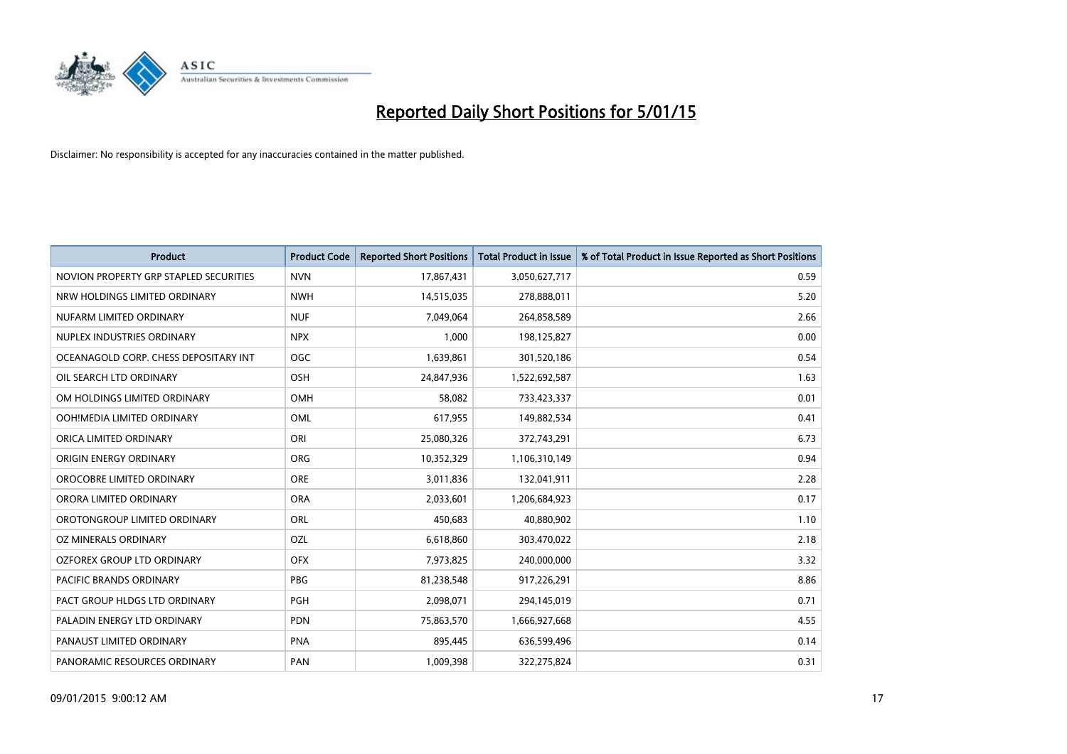# Reported Daily Short Positions for 5/01/15

Disclaimer: No responsibility is accepted for any inaccuracies contained in the matter published.

| Product | Product Code | Reported Short Positions | Total Product in Issue | % of Total Product in Issue Reported as Short Positions |
|---|---|---|---|---|
| NOVION PROPERTY GRP STAPLED SECURITIES | NVN | 17,867,431 | 3,050,627,717 | 0.59 |
| NRW HOLDINGS LIMITED ORDINARY | NWH | 14,515,035 | 278,888,011 | 5.20 |
| NUFARM LIMITED ORDINARY | NUF | 7,049,064 | 264,858,589 | 2.66 |
| NUPLEX INDUSTRIES ORDINARY | NPX | 1,000 | 198,125,827 | 0.00 |
| OCEANAGOLD CORP. CHESS DEPOSITARY INT | OGC | 1,639,861 | 301,520,186 | 0.54 |
| OIL SEARCH LTD ORDINARY | OSH | 24,847,936 | 1,522,692,587 | 1.63 |
| OM HOLDINGS LIMITED ORDINARY | OMH | 58,082 | 733,423,337 | 0.01 |
| OOH!MEDIA LIMITED ORDINARY | OML | 617,955 | 149,882,534 | 0.41 |
| ORICA LIMITED ORDINARY | ORI | 25,080,326 | 372,743,291 | 6.73 |
| ORIGIN ENERGY ORDINARY | ORG | 10,352,329 | 1,106,310,149 | 0.94 |
| OROCOBRE LIMITED ORDINARY | ORE | 3,011,836 | 132,041,911 | 2.28 |
| ORORA LIMITED ORDINARY | ORA | 2,033,601 | 1,206,684,923 | 0.17 |
| OROTONGROUP LIMITED ORDINARY | ORL | 450,683 | 40,880,902 | 1.10 |
| OZ MINERALS ORDINARY | OZL | 6,618,860 | 303,470,022 | 2.18 |
| OZFOREX GROUP LTD ORDINARY | OFX | 7,973,825 | 240,000,000 | 3.32 |
| PACIFIC BRANDS ORDINARY | PBG | 81,238,548 | 917,226,291 | 8.86 |
| PACT GROUP HLDGS LTD ORDINARY | PGH | 2,098,071 | 294,145,019 | 0.71 |
| PALADIN ENERGY LTD ORDINARY | PDN | 75,863,570 | 1,666,927,668 | 4.55 |
| PANAUST LIMITED ORDINARY | PNA | 895,445 | 636,599,496 | 0.14 |
| PANORAMIC RESOURCES ORDINARY | PAN | 1,009,398 | 322,275,824 | 0.31 |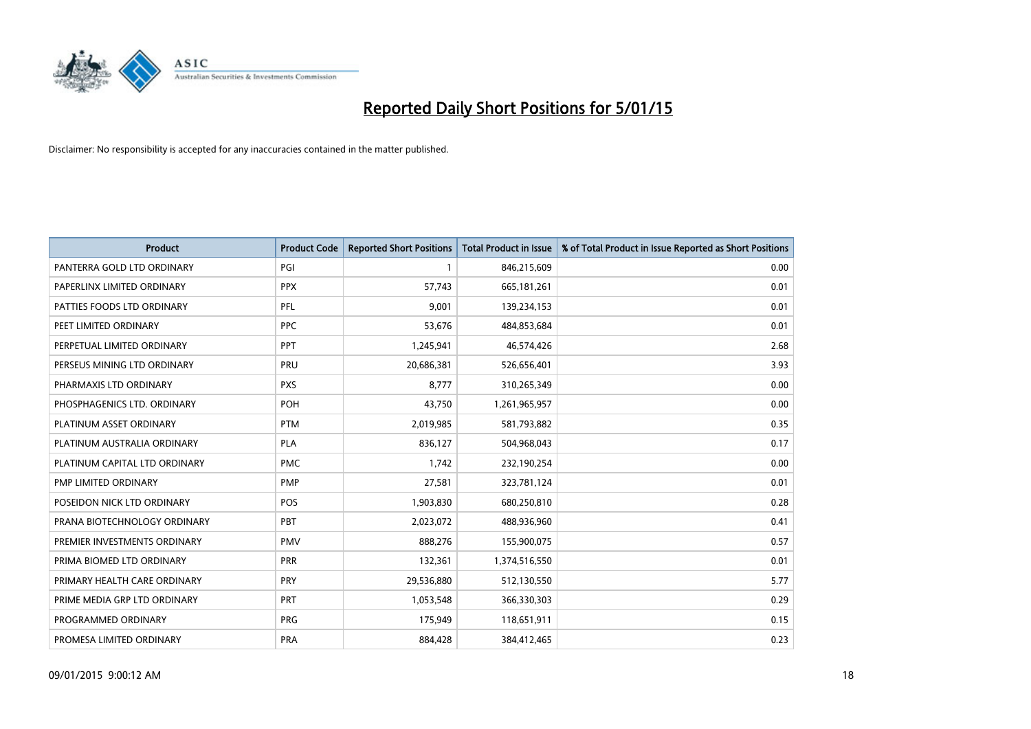# Reported Daily Short Positions for 5/01/15

Disclaimer: No responsibility is accepted for any inaccuracies contained in the matter published.

| Product | Product Code | Reported Short Positions | Total Product in Issue | % of Total Product in Issue Reported as Short Positions |
|---|---|---|---|---|
| PANTERRA GOLD LTD ORDINARY | PGI | 1 | 846,215,609 | 0.00 |
| PAPERLINX LIMITED ORDINARY | PPX | 57,743 | 665,181,261 | 0.01 |
| PATTIES FOODS LTD ORDINARY | PFL | 9,001 | 139,234,153 | 0.01 |
| PEET LIMITED ORDINARY | PPC | 53,676 | 484,853,684 | 0.01 |
| PERPETUAL LIMITED ORDINARY | PPT | 1,245,941 | 46,574,426 | 2.68 |
| PERSEUS MINING LTD ORDINARY | PRU | 20,686,381 | 526,656,401 | 3.93 |
| PHARMAXIS LTD ORDINARY | PXS | 8,777 | 310,265,349 | 0.00 |
| PHOSPHAGENICS LTD. ORDINARY | POH | 43,750 | 1,261,965,957 | 0.00 |
| PLATINUM ASSET ORDINARY | PTM | 2,019,985 | 581,793,882 | 0.35 |
| PLATINUM AUSTRALIA ORDINARY | PLA | 836,127 | 504,968,043 | 0.17 |
| PLATINUM CAPITAL LTD ORDINARY | PMC | 1,742 | 232,190,254 | 0.00 |
| PMP LIMITED ORDINARY | PMP | 27,581 | 323,781,124 | 0.01 |
| POSEIDON NICK LTD ORDINARY | POS | 1,903,830 | 680,250,810 | 0.28 |
| PRANA BIOTECHNOLOGY ORDINARY | PBT | 2,023,072 | 488,936,960 | 0.41 |
| PREMIER INVESTMENTS ORDINARY | PMV | 888,276 | 155,900,075 | 0.57 |
| PRIMA BIOMED LTD ORDINARY | PRR | 132,361 | 1,374,516,550 | 0.01 |
| PRIMARY HEALTH CARE ORDINARY | PRY | 29,536,880 | 512,130,550 | 5.77 |
| PRIME MEDIA GRP LTD ORDINARY | PRT | 1,053,548 | 366,330,303 | 0.29 |
| PROGRAMMED ORDINARY | PRG | 175,949 | 118,651,911 | 0.15 |
| PROMESA LIMITED ORDINARY | PRA | 884,428 | 384,412,465 | 0.23 |

09/01/2015 9:00:12 AM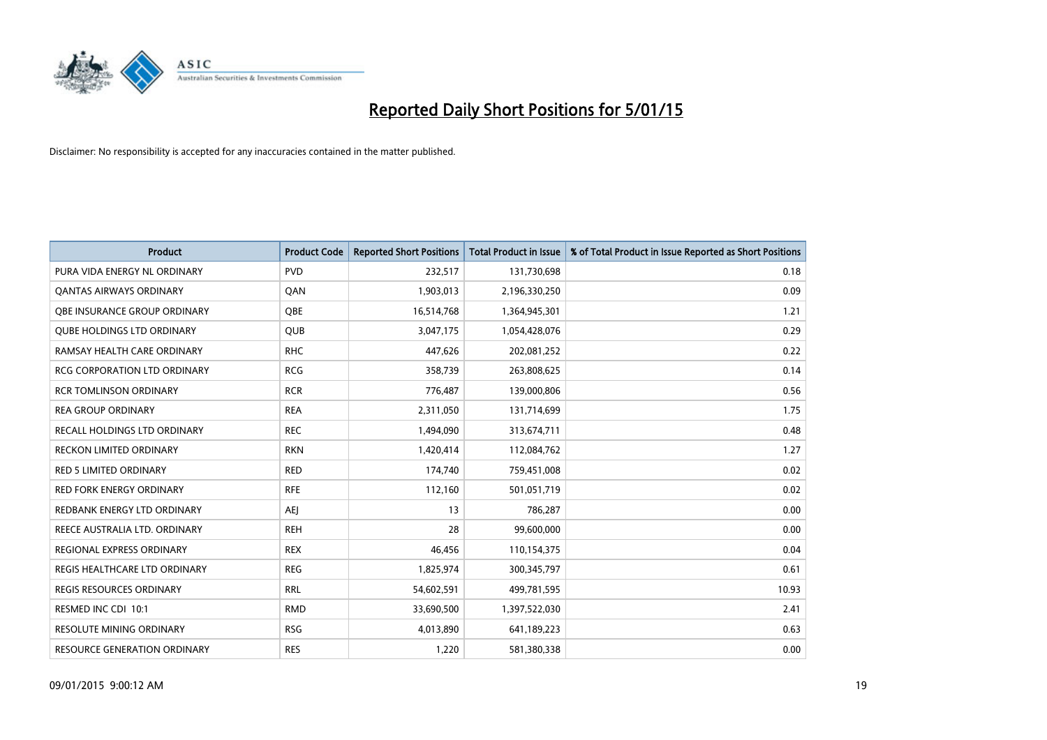# Reported Daily Short Positions for 5/01/15

Disclaimer: No responsibility is accepted for any inaccuracies contained in the matter published.

| Product | Product Code | Reported Short Positions | Total Product in Issue | % of Total Product in Issue Reported as Short Positions |
|---|---|---|---|---|
| PURA VIDA ENERGY NL ORDINARY | PVD | 232,517 | 131,730,698 | 0.18 |
| QANTAS AIRWAYS ORDINARY | QAN | 1,903,013 | 2,196,330,250 | 0.09 |
| QBE INSURANCE GROUP ORDINARY | QBE | 16,514,768 | 1,364,945,301 | 1.21 |
| QUBE HOLDINGS LTD ORDINARY | QUB | 3,047,175 | 1,054,428,076 | 0.29 |
| RAMSAY HEALTH CARE ORDINARY | RHC | 447,626 | 202,081,252 | 0.22 |
| RCG CORPORATION LTD ORDINARY | RCG | 358,739 | 263,808,625 | 0.14 |
| RCR TOMLINSON ORDINARY | RCR | 776,487 | 139,000,806 | 0.56 |
| REA GROUP ORDINARY | REA | 2,311,050 | 131,714,699 | 1.75 |
| RECALL HOLDINGS LTD ORDINARY | REC | 1,494,090 | 313,674,711 | 0.48 |
| RECKON LIMITED ORDINARY | RKN | 1,420,414 | 112,084,762 | 1.27 |
| RED 5 LIMITED ORDINARY | RED | 174,740 | 759,451,008 | 0.02 |
| RED FORK ENERGY ORDINARY | RFE | 112,160 | 501,051,719 | 0.02 |
| REDBANK ENERGY LTD ORDINARY | AEJ | 13 | 786,287 | 0.00 |
| REECE AUSTRALIA LTD. ORDINARY | REH | 28 | 99,600,000 | 0.00 |
| REGIONAL EXPRESS ORDINARY | REX | 46,456 | 110,154,375 | 0.04 |
| REGIS HEALTHCARE LTD ORDINARY | REG | 1,825,974 | 300,345,797 | 0.61 |
| REGIS RESOURCES ORDINARY | RRL | 54,602,591 | 499,781,595 | 10.93 |
| RESMED INC CDI 10:1 | RMD | 33,690,500 | 1,397,522,030 | 2.41 |
| RESOLUTE MINING ORDINARY | RSG | 4,013,890 | 641,189,223 | 0.63 |
| RESOURCE GENERATION ORDINARY | RES | 1,220 | 581,380,338 | 0.00 |

09/01/2015 9:00:12 AM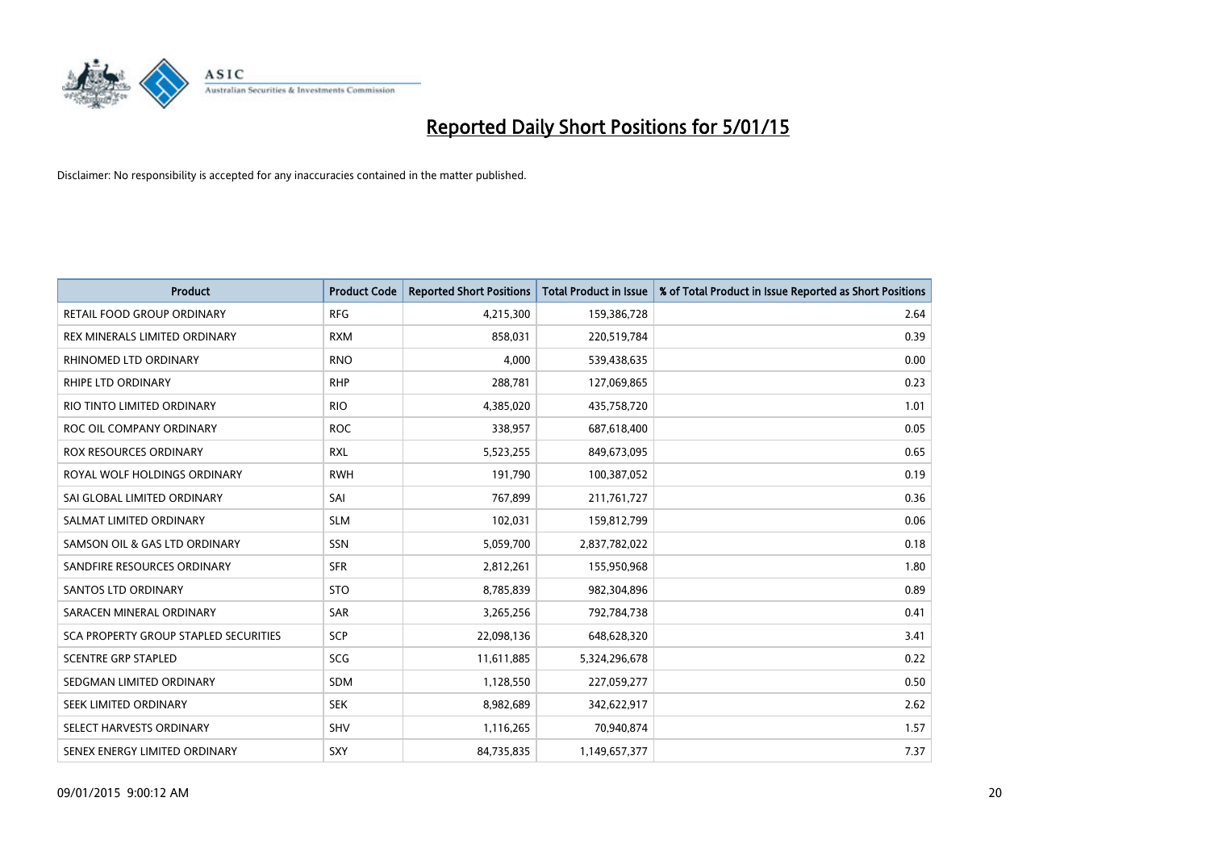# Reported Daily Short Positions for 5/01/15

Disclaimer: No responsibility is accepted for any inaccuracies contained in the matter published.

| Product | Product Code | Reported Short Positions | Total Product in Issue | % of Total Product in Issue Reported as Short Positions |
|---|---|---|---|---|
| RETAIL FOOD GROUP ORDINARY | RFG | 4,215,300 | 159,386,728 | 2.64 |
| REX MINERALS LIMITED ORDINARY | RXM | 858,031 | 220,519,784 | 0.39 |
| RHINOMED LTD ORDINARY | RNO | 4,000 | 539,438,635 | 0.00 |
| RHIPE LTD ORDINARY | RHP | 288,781 | 127,069,865 | 0.23 |
| RIO TINTO LIMITED ORDINARY | RIO | 4,385,020 | 435,758,720 | 1.01 |
| ROC OIL COMPANY ORDINARY | ROC | 338,957 | 687,618,400 | 0.05 |
| ROX RESOURCES ORDINARY | RXL | 5,523,255 | 849,673,095 | 0.65 |
| ROYAL WOLF HOLDINGS ORDINARY | RWH | 191,790 | 100,387,052 | 0.19 |
| SAI GLOBAL LIMITED ORDINARY | SAI | 767,899 | 211,761,727 | 0.36 |
| SALMAT LIMITED ORDINARY | SLM | 102,031 | 159,812,799 | 0.06 |
| SAMSON OIL & GAS LTD ORDINARY | SSN | 5,059,700 | 2,837,782,022 | 0.18 |
| SANDFIRE RESOURCES ORDINARY | SFR | 2,812,261 | 155,950,968 | 1.80 |
| SANTOS LTD ORDINARY | STO | 8,785,839 | 982,304,896 | 0.89 |
| SARACEN MINERAL ORDINARY | SAR | 3,265,256 | 792,784,738 | 0.41 |
| SCA PROPERTY GROUP STAPLED SECURITIES | SCP | 22,098,136 | 648,628,320 | 3.41 |
| SCENTRE GRP STAPLED | SCG | 11,611,885 | 5,324,296,678 | 0.22 |
| SEDGMAN LIMITED ORDINARY | SDM | 1,128,550 | 227,059,277 | 0.50 |
| SEEK LIMITED ORDINARY | SEK | 8,982,689 | 342,622,917 | 2.62 |
| SELECT HARVESTS ORDINARY | SHV | 1,116,265 | 70,940,874 | 1.57 |
| SENEX ENERGY LIMITED ORDINARY | SXY | 84,735,835 | 1,149,657,377 | 7.37 |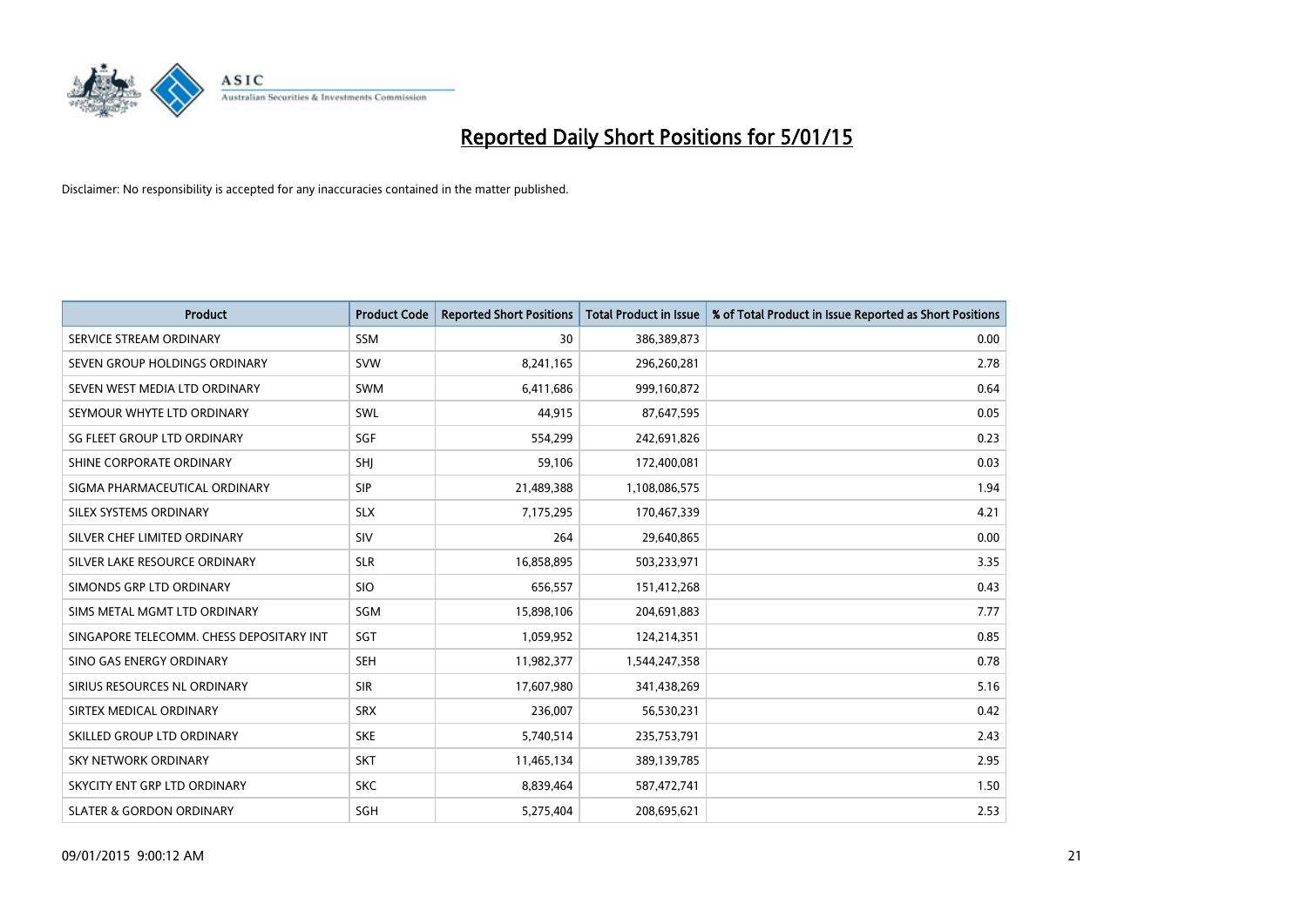# Reported Daily Short Positions for 5/01/15

Disclaimer: No responsibility is accepted for any inaccuracies contained in the matter published.

| Product | Product Code | Reported Short Positions | Total Product in Issue | % of Total Product in Issue Reported as Short Positions |
|---|---|---|---|---|
| SERVICE STREAM ORDINARY | SSM | 30 | 386,389,873 | 0.00 |
| SEVEN GROUP HOLDINGS ORDINARY | SVW | 8,241,165 | 296,260,281 | 2.78 |
| SEVEN WEST MEDIA LTD ORDINARY | SWM | 6,411,686 | 999,160,872 | 0.64 |
| SEYMOUR WHYTE LTD ORDINARY | SWL | 44,915 | 87,647,595 | 0.05 |
| SG FLEET GROUP LTD ORDINARY | SGF | 554,299 | 242,691,826 | 0.23 |
| SHINE CORPORATE ORDINARY | SHJ | 59,106 | 172,400,081 | 0.03 |
| SIGMA PHARMACEUTICAL ORDINARY | SIP | 21,489,388 | 1,108,086,575 | 1.94 |
| SILEX SYSTEMS ORDINARY | SLX | 7,175,295 | 170,467,339 | 4.21 |
| SILVER CHEF LIMITED ORDINARY | SIV | 264 | 29,640,865 | 0.00 |
| SILVER LAKE RESOURCE ORDINARY | SLR | 16,858,895 | 503,233,971 | 3.35 |
| SIMONDS GRP LTD ORDINARY | SIO | 656,557 | 151,412,268 | 0.43 |
| SIMS METAL MGMT LTD ORDINARY | SGM | 15,898,106 | 204,691,883 | 7.77 |
| SINGAPORE TELECOMM. CHESS DEPOSITARY INT | SGT | 1,059,952 | 124,214,351 | 0.85 |
| SINO GAS ENERGY ORDINARY | SEH | 11,982,377 | 1,544,247,358 | 0.78 |
| SIRIUS RESOURCES NL ORDINARY | SIR | 17,607,980 | 341,438,269 | 5.16 |
| SIRTEX MEDICAL ORDINARY | SRX | 236,007 | 56,530,231 | 0.42 |
| SKILLED GROUP LTD ORDINARY | SKE | 5,740,514 | 235,753,791 | 2.43 |
| SKY NETWORK ORDINARY | SKT | 11,465,134 | 389,139,785 | 2.95 |
| SKYCITY ENT GRP LTD ORDINARY | SKC | 8,839,464 | 587,472,741 | 1.50 |
| SLATER & GORDON ORDINARY | SGH | 5,275,404 | 208,695,621 | 2.53 |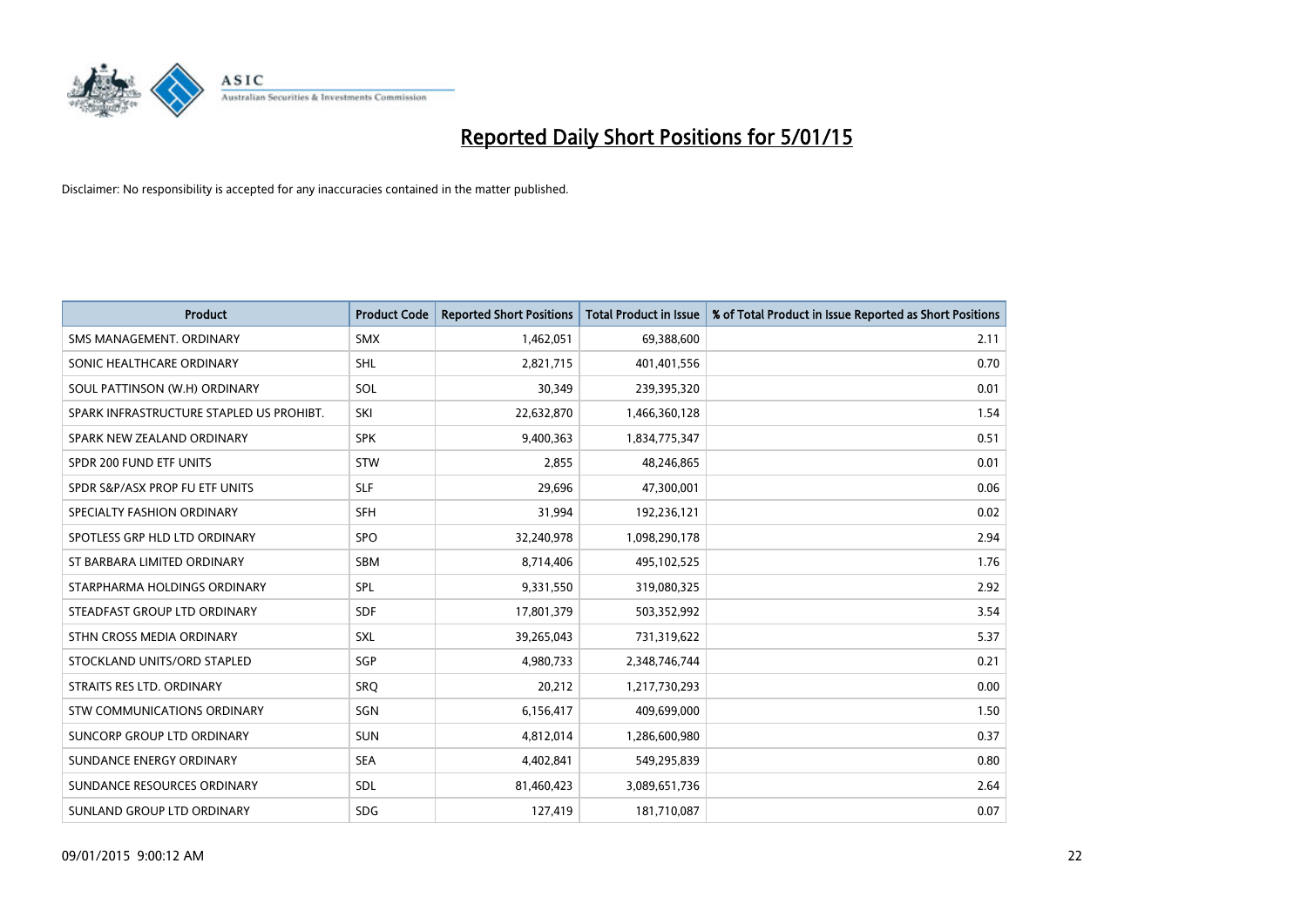# Reported Daily Short Positions for 5/01/15

Disclaimer: No responsibility is accepted for any inaccuracies contained in the matter published.

| Product | Product Code | Reported Short Positions | Total Product in Issue | % of Total Product in Issue Reported as Short Positions |
|---|---|---|---|---|
| SMS MANAGEMENT. ORDINARY | SMX | 1,462,051 | 69,388,600 | 2.11 |
| SONIC HEALTHCARE ORDINARY | SHL | 2,821,715 | 401,401,556 | 0.70 |
| SOUL PATTINSON (W.H) ORDINARY | SOL | 30,349 | 239,395,320 | 0.01 |
| SPARK INFRASTRUCTURE STAPLED US PROHIBT. | SKI | 22,632,870 | 1,466,360,128 | 1.54 |
| SPARK NEW ZEALAND ORDINARY | SPK | 9,400,363 | 1,834,775,347 | 0.51 |
| SPDR 200 FUND ETF UNITS | STW | 2,855 | 48,246,865 | 0.01 |
| SPDR S&P/ASX PROP FU ETF UNITS | SLF | 29,696 | 47,300,001 | 0.06 |
| SPECIALTY FASHION ORDINARY | SFH | 31,994 | 192,236,121 | 0.02 |
| SPOTLESS GRP HLD LTD ORDINARY | SPO | 32,240,978 | 1,098,290,178 | 2.94 |
| ST BARBARA LIMITED ORDINARY | SBM | 8,714,406 | 495,102,525 | 1.76 |
| STARPHARMA HOLDINGS ORDINARY | SPL | 9,331,550 | 319,080,325 | 2.92 |
| STEADFAST GROUP LTD ORDINARY | SDF | 17,801,379 | 503,352,992 | 3.54 |
| STHN CROSS MEDIA ORDINARY | SXL | 39,265,043 | 731,319,622 | 5.37 |
| STOCKLAND UNITS/ORD STAPLED | SGP | 4,980,733 | 2,348,746,744 | 0.21 |
| STRAITS RES LTD. ORDINARY | SRQ | 20,212 | 1,217,730,293 | 0.00 |
| STW COMMUNICATIONS ORDINARY | SGN | 6,156,417 | 409,699,000 | 1.50 |
| SUNCORP GROUP LTD ORDINARY | SUN | 4,812,014 | 1,286,600,980 | 0.37 |
| SUNDANCE ENERGY ORDINARY | SEA | 4,402,841 | 549,295,839 | 0.80 |
| SUNDANCE RESOURCES ORDINARY | SDL | 81,460,423 | 3,089,651,736 | 2.64 |
| SUNLAND GROUP LTD ORDINARY | SDG | 127,419 | 181,710,087 | 0.07 |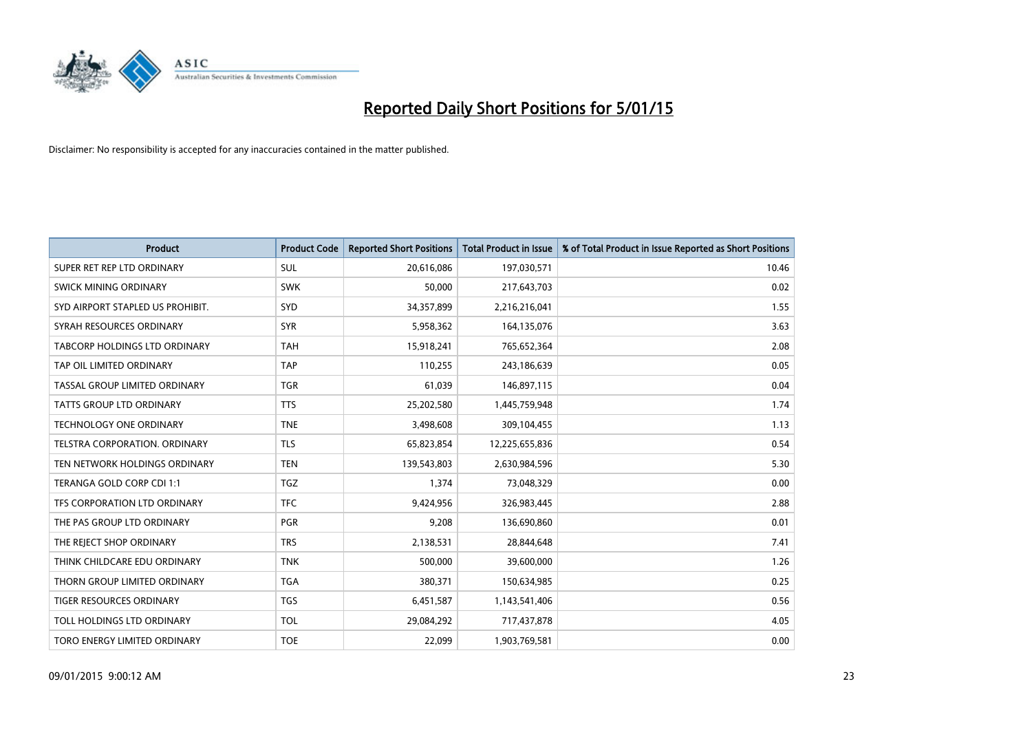# Reported Daily Short Positions for 5/01/15

Disclaimer: No responsibility is accepted for any inaccuracies contained in the matter published.

| Product | Product Code | Reported Short Positions | Total Product in Issue | % of Total Product in Issue Reported as Short Positions |
|---|---|---|---|---|
| SUPER RET REP LTD ORDINARY | SUL | 20,616,086 | 197,030,571 | 10.46 |
| SWICK MINING ORDINARY | SWK | 50,000 | 217,643,703 | 0.02 |
| SYD AIRPORT STAPLED US PROHIBIT. | SYD | 34,357,899 | 2,216,216,041 | 1.55 |
| SYRAH RESOURCES ORDINARY | SYR | 5,958,362 | 164,135,076 | 3.63 |
| TABCORP HOLDINGS LTD ORDINARY | TAH | 15,918,241 | 765,652,364 | 2.08 |
| TAP OIL LIMITED ORDINARY | TAP | 110,255 | 243,186,639 | 0.05 |
| TASSAL GROUP LIMITED ORDINARY | TGR | 61,039 | 146,897,115 | 0.04 |
| TATTS GROUP LTD ORDINARY | TTS | 25,202,580 | 1,445,759,948 | 1.74 |
| TECHNOLOGY ONE ORDINARY | TNE | 3,498,608 | 309,104,455 | 1.13 |
| TELSTRA CORPORATION. ORDINARY | TLS | 65,823,854 | 12,225,655,836 | 0.54 |
| TEN NETWORK HOLDINGS ORDINARY | TEN | 139,543,803 | 2,630,984,596 | 5.30 |
| TERANGA GOLD CORP CDI 1:1 | TGZ | 1,374 | 73,048,329 | 0.00 |
| TFS CORPORATION LTD ORDINARY | TFC | 9,424,956 | 326,983,445 | 2.88 |
| THE PAS GROUP LTD ORDINARY | PGR | 9,208 | 136,690,860 | 0.01 |
| THE REJECT SHOP ORDINARY | TRS | 2,138,531 | 28,844,648 | 7.41 |
| THINK CHILDCARE EDU ORDINARY | TNK | 500,000 | 39,600,000 | 1.26 |
| THORN GROUP LIMITED ORDINARY | TGA | 380,371 | 150,634,985 | 0.25 |
| TIGER RESOURCES ORDINARY | TGS | 6,451,587 | 1,143,541,406 | 0.56 |
| TOLL HOLDINGS LTD ORDINARY | TOL | 29,084,292 | 717,437,878 | 4.05 |
| TORO ENERGY LIMITED ORDINARY | TOE | 22,099 | 1,903,769,581 | 0.00 |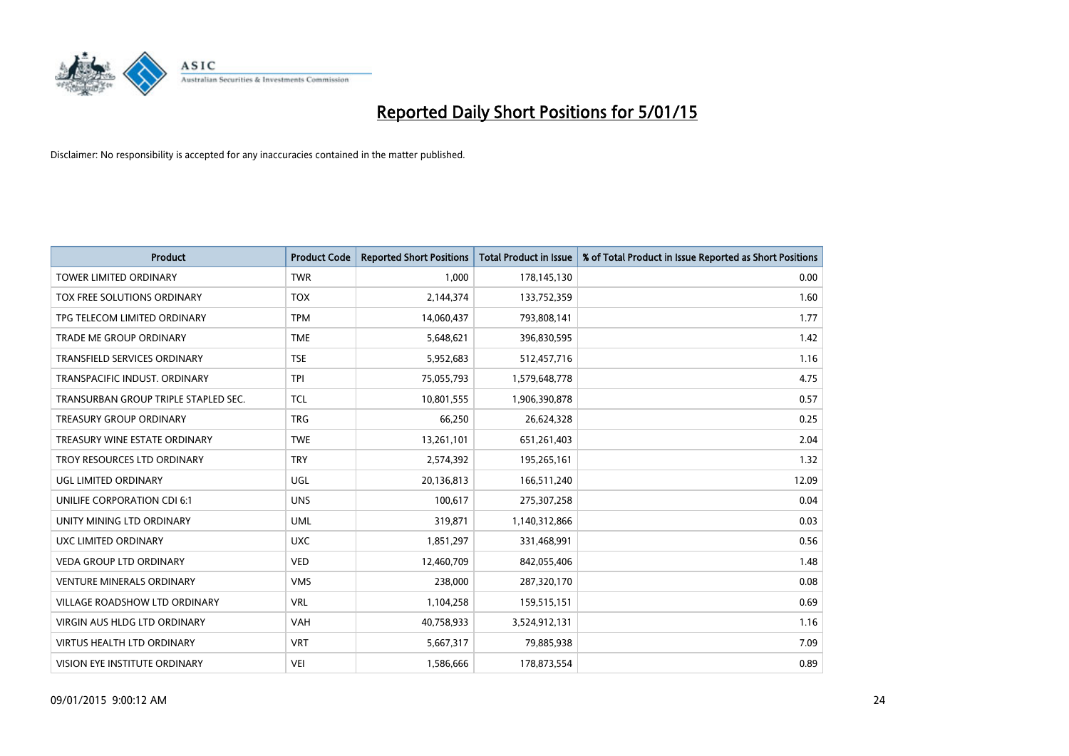# Reported Daily Short Positions for 5/01/15

Disclaimer: No responsibility is accepted for any inaccuracies contained in the matter published.

| Product | Product Code | Reported Short Positions | Total Product in Issue | % of Total Product in Issue Reported as Short Positions |
|---|---|---|---|---|
| TOWER LIMITED ORDINARY | TWR | 1,000 | 178,145,130 | 0.00 |
| TOX FREE SOLUTIONS ORDINARY | TOX | 2,144,374 | 133,752,359 | 1.60 |
| TPG TELECOM LIMITED ORDINARY | TPM | 14,060,437 | 793,808,141 | 1.77 |
| TRADE ME GROUP ORDINARY | TME | 5,648,621 | 396,830,595 | 1.42 |
| TRANSFIELD SERVICES ORDINARY | TSE | 5,952,683 | 512,457,716 | 1.16 |
| TRANSPACIFIC INDUST. ORDINARY | TPI | 75,055,793 | 1,579,648,778 | 4.75 |
| TRANSURBAN GROUP TRIPLE STAPLED SEC. | TCL | 10,801,555 | 1,906,390,878 | 0.57 |
| TREASURY GROUP ORDINARY | TRG | 66,250 | 26,624,328 | 0.25 |
| TREASURY WINE ESTATE ORDINARY | TWE | 13,261,101 | 651,261,403 | 2.04 |
| TROY RESOURCES LTD ORDINARY | TRY | 2,574,392 | 195,265,161 | 1.32 |
| UGL LIMITED ORDINARY | UGL | 20,136,813 | 166,511,240 | 12.09 |
| UNILIFE CORPORATION CDI 6:1 | UNS | 100,617 | 275,307,258 | 0.04 |
| UNITY MINING LTD ORDINARY | UML | 319,871 | 1,140,312,866 | 0.03 |
| UXC LIMITED ORDINARY | UXC | 1,851,297 | 331,468,991 | 0.56 |
| VEDA GROUP LTD ORDINARY | VED | 12,460,709 | 842,055,406 | 1.48 |
| VENTURE MINERALS ORDINARY | VMS | 238,000 | 287,320,170 | 0.08 |
| VILLAGE ROADSHOW LTD ORDINARY | VRL | 1,104,258 | 159,515,151 | 0.69 |
| VIRGIN AUS HLDG LTD ORDINARY | VAH | 40,758,933 | 3,524,912,131 | 1.16 |
| VIRTUS HEALTH LTD ORDINARY | VRT | 5,667,317 | 79,885,938 | 7.09 |
| VISION EYE INSTITUTE ORDINARY | VEI | 1,586,666 | 178,873,554 | 0.89 |

09/01/2015 9:00:12 AM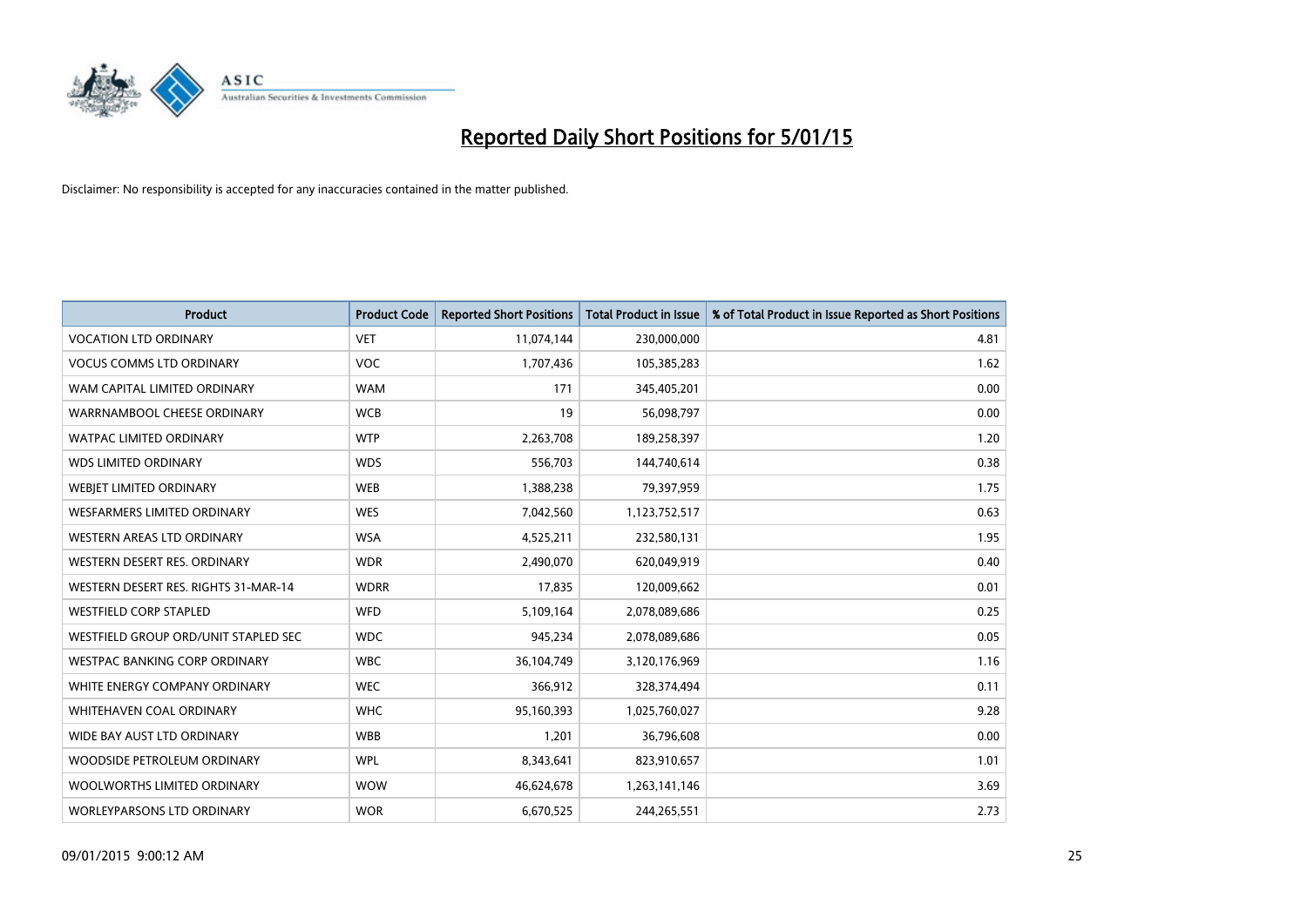# Reported Daily Short Positions for 5/01/15

Disclaimer: No responsibility is accepted for any inaccuracies contained in the matter published.

| Product | Product Code | Reported Short Positions | Total Product in Issue | % of Total Product in Issue Reported as Short Positions |
|---|---|---|---|---|
| VOCATION LTD ORDINARY | VET | 11,074,144 | 230,000,000 | 4.81 |
| VOCUS COMMS LTD ORDINARY | VOC | 1,707,436 | 105,385,283 | 1.62 |
| WAM CAPITAL LIMITED ORDINARY | WAM | 171 | 345,405,201 | 0.00 |
| WARRNAMBOOL CHEESE ORDINARY | WCB | 19 | 56,098,797 | 0.00 |
| WATPAC LIMITED ORDINARY | WTP | 2,263,708 | 189,258,397 | 1.20 |
| WDS LIMITED ORDINARY | WDS | 556,703 | 144,740,614 | 0.38 |
| WEBJET LIMITED ORDINARY | WEB | 1,388,238 | 79,397,959 | 1.75 |
| WESFARMERS LIMITED ORDINARY | WES | 7,042,560 | 1,123,752,517 | 0.63 |
| WESTERN AREAS LTD ORDINARY | WSA | 4,525,211 | 232,580,131 | 1.95 |
| WESTERN DESERT RES. ORDINARY | WDR | 2,490,070 | 620,049,919 | 0.40 |
| WESTERN DESERT RES. RIGHTS 31-MAR-14 | WDRR | 17,835 | 120,009,662 | 0.01 |
| WESTFIELD CORP STAPLED | WFD | 5,109,164 | 2,078,089,686 | 0.25 |
| WESTFIELD GROUP ORD/UNIT STAPLED SEC | WDC | 945,234 | 2,078,089,686 | 0.05 |
| WESTPAC BANKING CORP ORDINARY | WBC | 36,104,749 | 3,120,176,969 | 1.16 |
| WHITE ENERGY COMPANY ORDINARY | WEC | 366,912 | 328,374,494 | 0.11 |
| WHITEHAVEN COAL ORDINARY | WHC | 95,160,393 | 1,025,760,027 | 9.28 |
| WIDE BAY AUST LTD ORDINARY | WBB | 1,201 | 36,796,608 | 0.00 |
| WOODSIDE PETROLEUM ORDINARY | WPL | 8,343,641 | 823,910,657 | 1.01 |
| WOOLWORTHS LIMITED ORDINARY | WOW | 46,624,678 | 1,263,141,146 | 3.69 |
| WORLEYPARSONS LTD ORDINARY | WOR | 6,670,525 | 244,265,551 | 2.73 |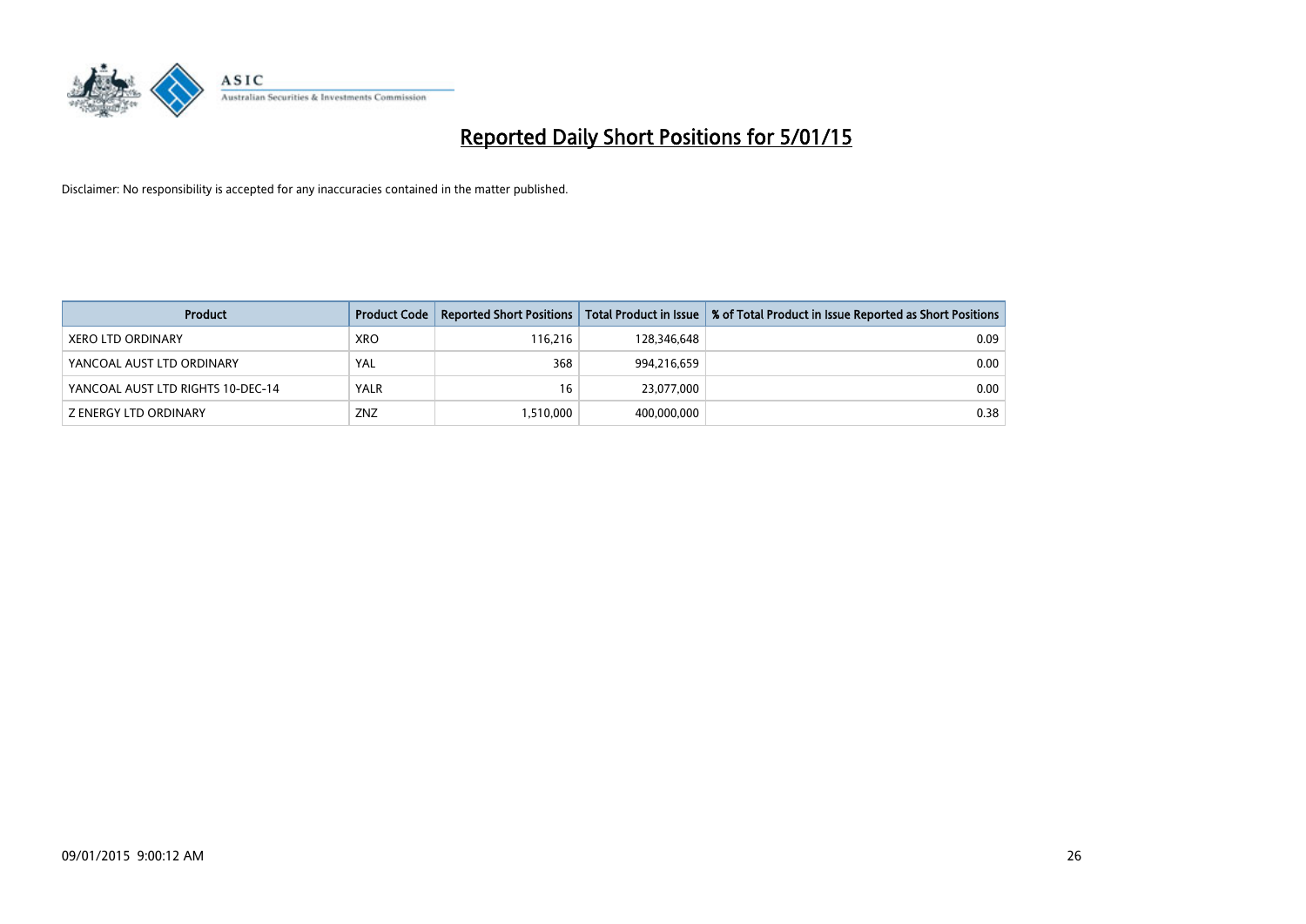# Reported Daily Short Positions for 5/01/15

Disclaimer: No responsibility is accepted for any inaccuracies contained in the matter published.

| Product | Product Code | Reported Short Positions | Total Product in Issue | % of Total Product in Issue Reported as Short Positions |
|---|---|---|---|---|
| XERO LTD ORDINARY | XRO | 116,216 | 128,346,648 | 0.09 |
| YANCOAL AUST LTD ORDINARY | YAL | 368 | 994,216,659 | 0.00 |
| YANCOAL AUST LTD RIGHTS 10-DEC-14 | YALR | 16 | 23,077,000 | 0.00 |
| Z ENERGY LTD ORDINARY | ZNZ | 1,510,000 | 400,000,000 | 0.38 |